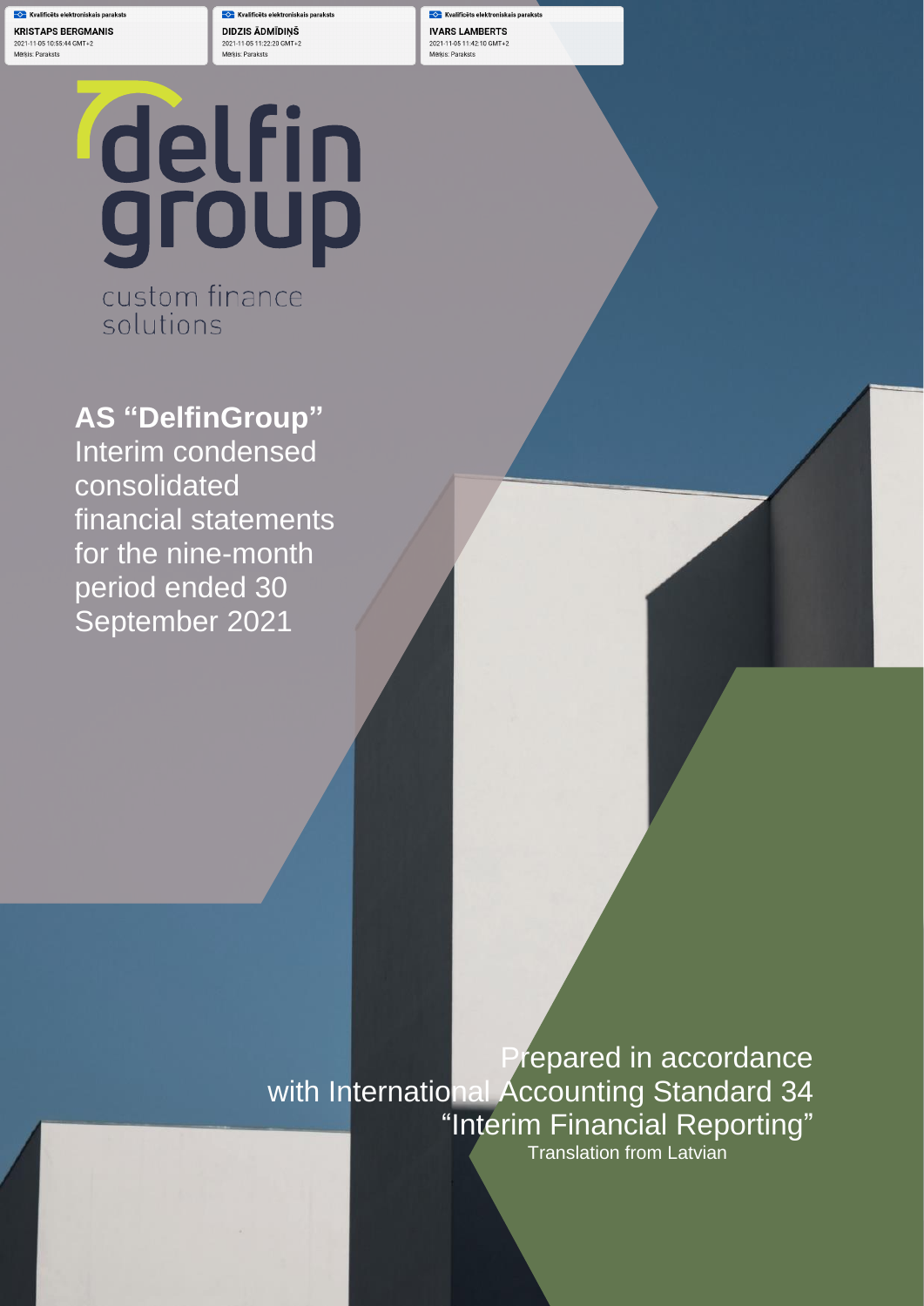Kvalificēts elektroniskais paraksts
KRISTAPS BERGMANIS
2021-11-05 10:55:44 GMT+2
Mērķis: Paraksts

Kvalificēts elektroniskais paraksts
DIDZIS ĀDMĪDIŅŠ
2021-11-05 11:22:20 GMT+2
Mērķis: Paraksts

Kvalificēts elektroniskais paraksts
IVARS LAMBERTS
2021-11-05 11:42:10 GMT+2
Mērķis: Paraksts

delfin group

custom finance solutions

# AS “DelfinGroup”

Interim condensed consolidated financial statements for the nine-month period ended 30 September 2021

Prepared in accordance with International Accounting Standard 34 “Interim Financial Reporting”

Translation from Latvian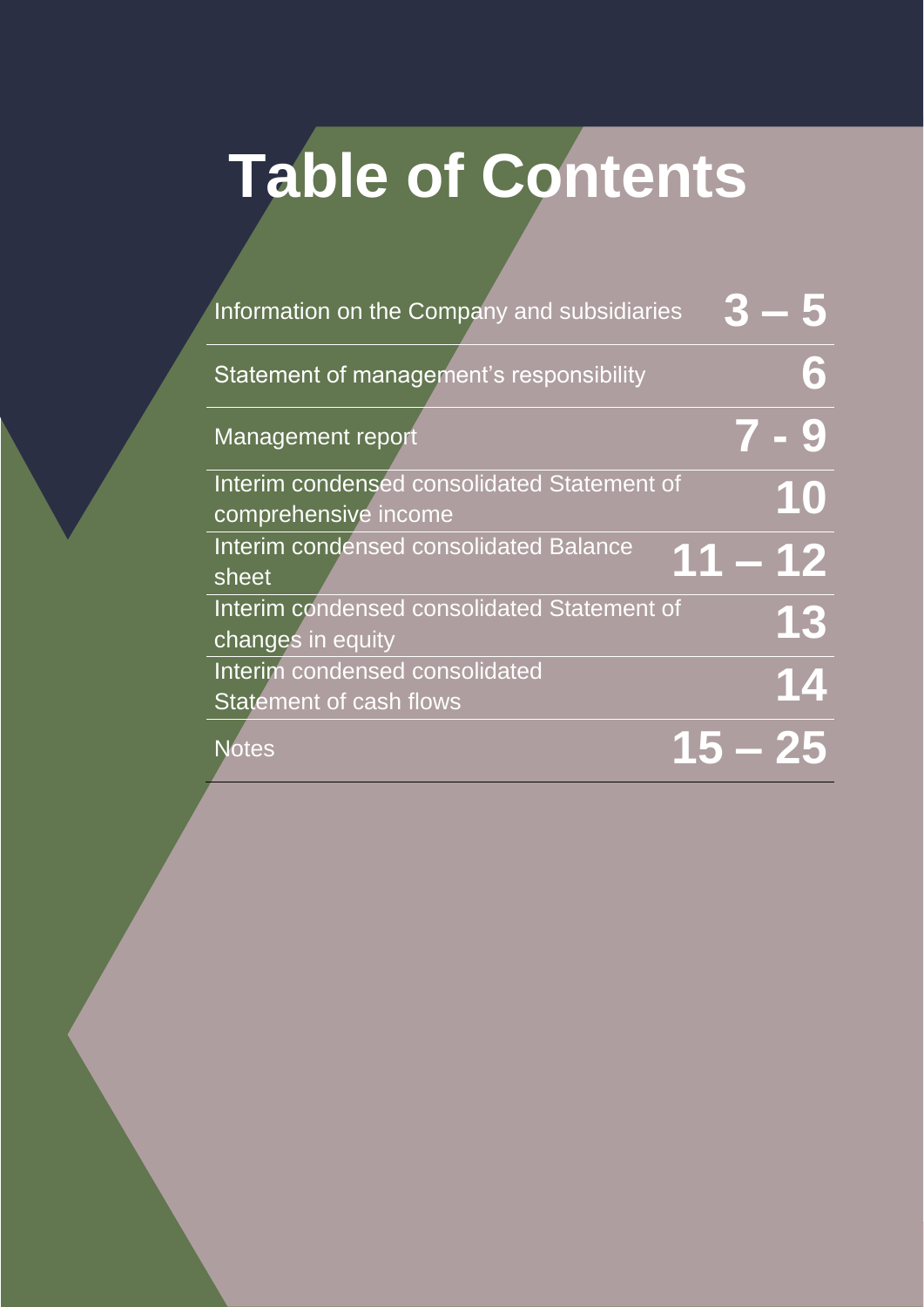# Table of Contents

| | |
|---|---|
| Information on the Company and subsidiaries | **3 – 5** |
| Statement of management's responsibility | **6** |
| Management report | **7 - 9** |
| Interim condensed consolidated Statement of comprehensive income | **10** |
| Interim condensed consolidated Balance sheet | **11 – 12** |
| Interim condensed consolidated Statement of changes in equity | **13** |
| Interim condensed consolidated Statement of cash flows | **14** |
| Notes | **15 – 25** |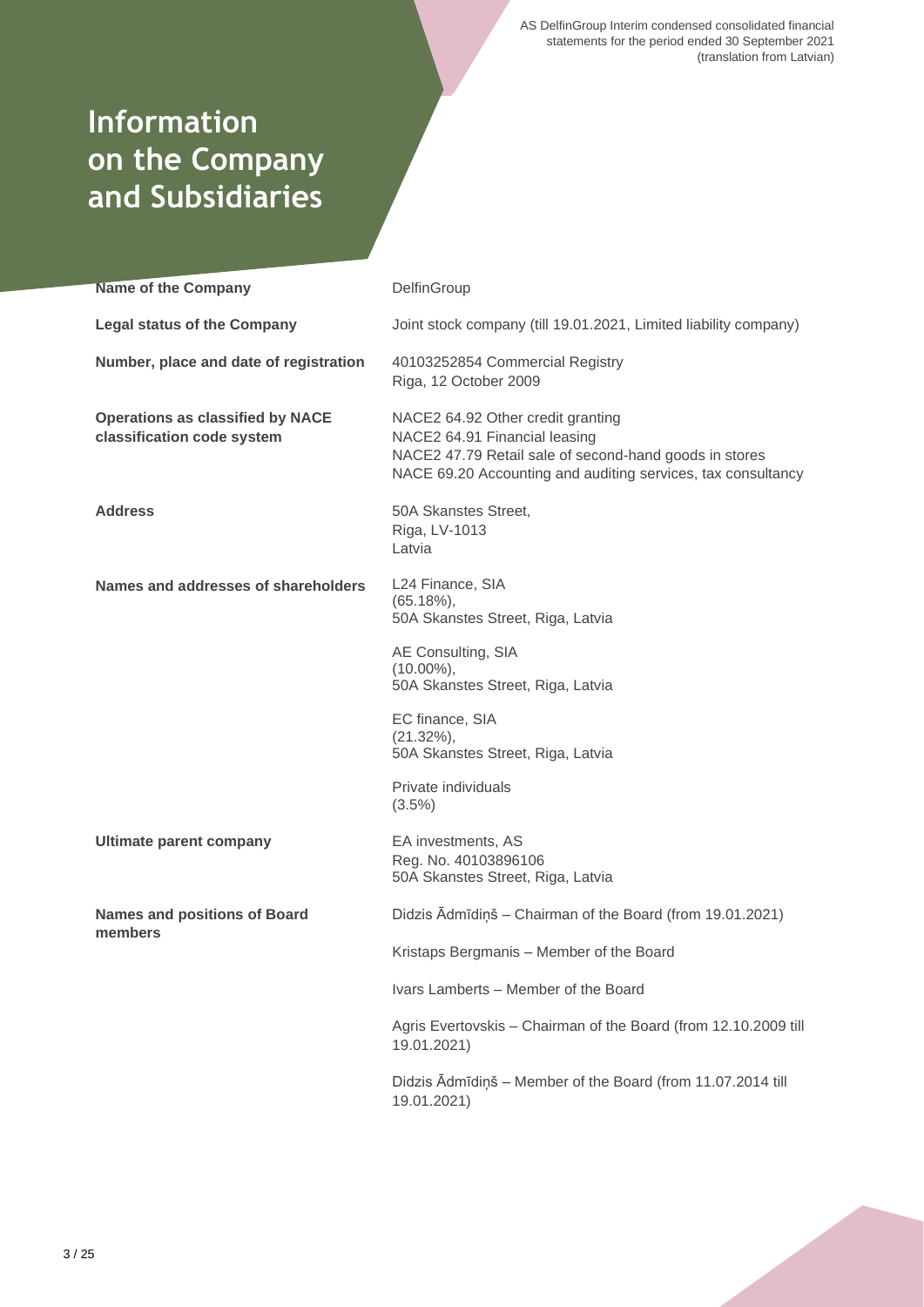# Information on the Company and Subsidiaries

| | |
|---|---|
| **Name of the Company** | DelfinGroup |
| **Legal status of the Company** | Joint stock company (till 19.01.2021, Limited liability company) |
| **Number, place and date of registration** | 40103252854 Commercial Registry<br>Riga, 12 October 2009 |
| **Operations as classified by NACE classification code system** | NACE2 64.92 Other credit granting<br>NACE2 64.91 Financial leasing<br>NACE2 47.79 Retail sale of second-hand goods in stores<br>NACE 69.20 Accounting and auditing services, tax consultancy |
| **Address** | 50A Skanstes Street,<br>Riga, LV-1013<br>Latvia |
| **Names and addresses of shareholders** | L24 Finance, SIA<br>(65.18%),<br>50A Skanstes Street, Riga, Latvia<br><br>AE Consulting, SIA<br>(10.00%),<br>50A Skanstes Street, Riga, Latvia<br><br>EC finance, SIA<br>(21.32%),<br>50A Skanstes Street, Riga, Latvia<br><br>Private individuals<br>(3.5%) |
| **Ultimate parent company** | EA investments, AS<br>Reg. No. 40103896106<br>50A Skanstes Street, Riga, Latvia |
| **Names and positions of Board members** | Didzis Ādmīdiņš – Chairman of the Board (from 19.01.2021)<br><br>Kristaps Bergmanis – Member of the Board<br><br>Ivars Lamberts – Member of the Board<br><br>Agris Evertovskis – Chairman of the Board (from 12.10.2009 till 19.01.2021)<br><br>Didzis Ādmīdiņš – Member of the Board (from 11.07.2014 till 19.01.2021) |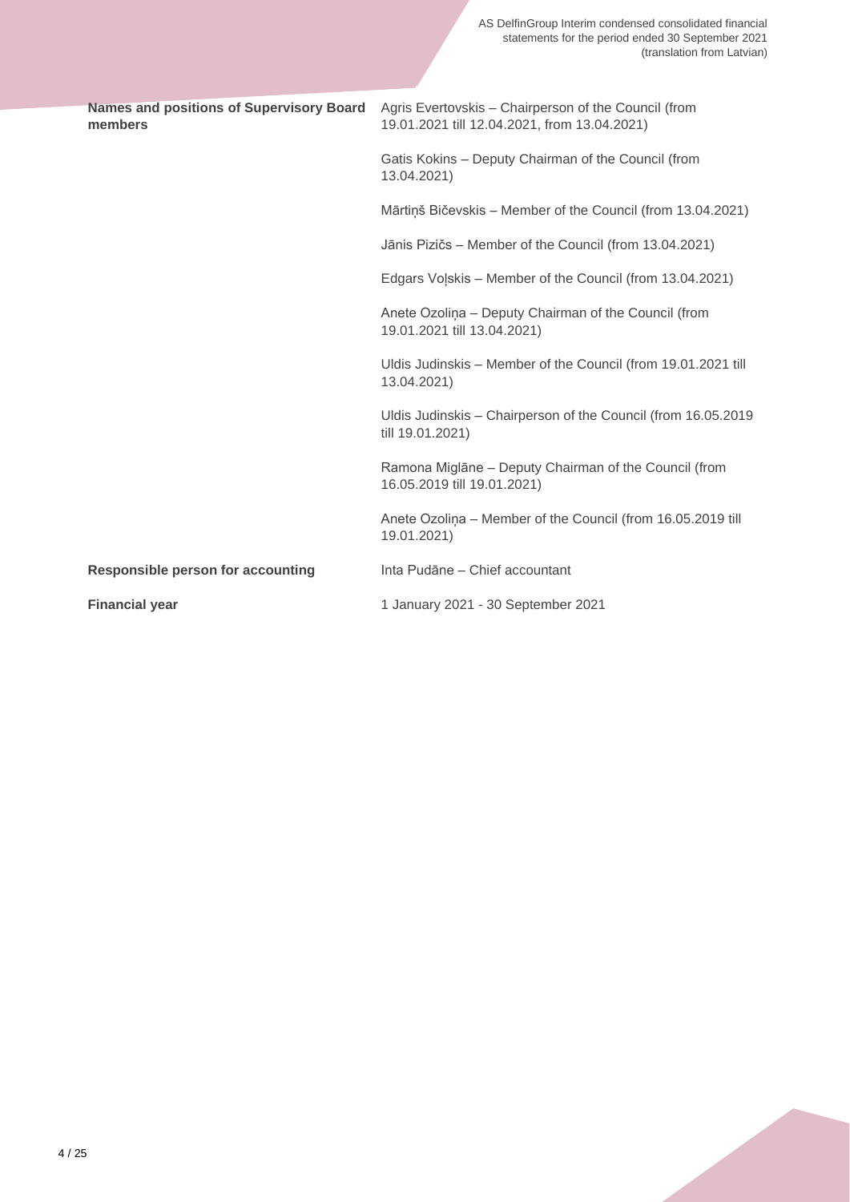| | |
|---|---|
| **Names and positions of Supervisory Board members** | Agris Evertovskis – Chairperson of the Council (from 19.01.2021 till 12.04.2021, from 13.04.2021) |
| | Gatis Kokins – Deputy Chairman of the Council (from 13.04.2021) |
| | Mārtiņš Bičevskis – Member of the Council (from 13.04.2021) |
| | Jānis Pizičs – Member of the Council (from 13.04.2021) |
| | Edgars Voļskis – Member of the Council (from 13.04.2021) |
| | Anete Ozoliņa – Deputy Chairman of the Council (from 19.01.2021 till 13.04.2021) |
| | Uldis Judinskis – Member of the Council (from 19.01.2021 till 13.04.2021) |
| | Uldis Judinskis – Chairperson of the Council (from 16.05.2019 till 19.01.2021) |
| | Ramona Miglāne – Deputy Chairman of the Council (from 16.05.2019 till 19.01.2021) |
| | Anete Ozoliņa – Member of the Council (from 16.05.2019 till 19.01.2021) |
| **Responsible person for accounting** | Inta Pudāne – Chief accountant |
| **Financial year** | 1 January 2021 - 30 September 2021 |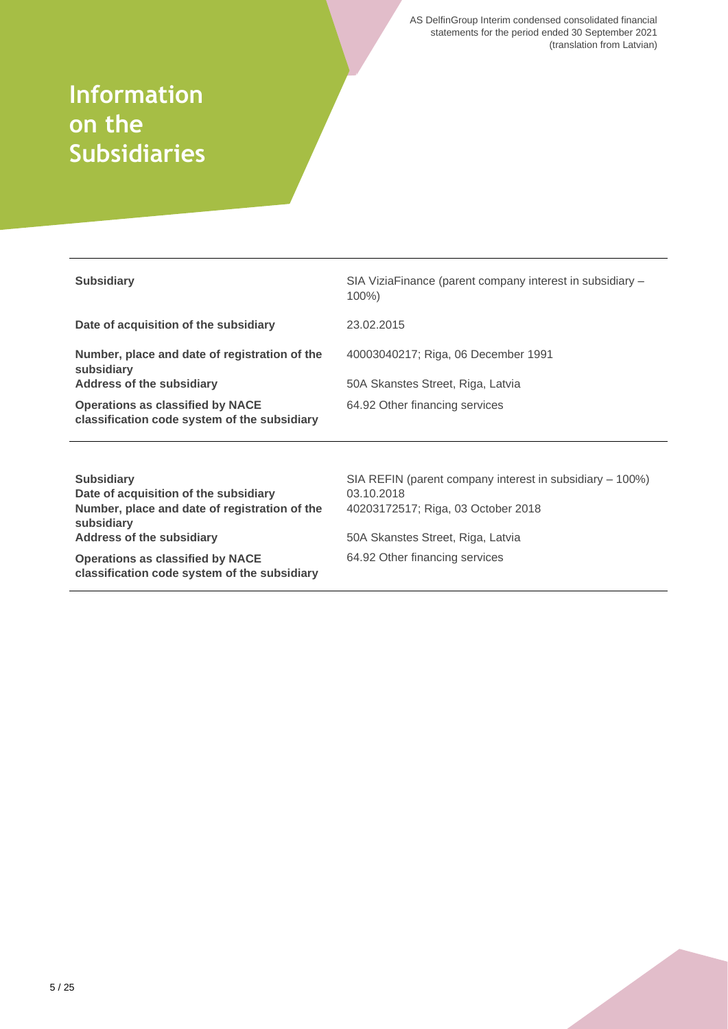# Information on the Subsidiaries

| | |
|---|---|
| **Subsidiary** | SIA ViziaFinance (parent company interest in subsidiary – 100%) |
| **Date of acquisition of the subsidiary** | 23.02.2015 |
| **Number, place and date of registration of the subsidiary** | 40003040217; Riga, 06 December 1991 |
| **Address of the subsidiary** | 50A Skanstes Street, Riga, Latvia |
| **Operations as classified by NACE classification code system of the subsidiary** | 64.92 Other financing services |

| | |
|---|---|
| **Subsidiary** | SIA REFIN (parent company interest in subsidiary – 100%) |
| **Date of acquisition of the subsidiary** | 03.10.2018 |
| **Number, place and date of registration of the subsidiary** | 40203172517; Riga, 03 October 2018 |
| **Address of the subsidiary** | 50A Skanstes Street, Riga, Latvia |
| **Operations as classified by NACE classification code system of the subsidiary** | 64.92 Other financing services |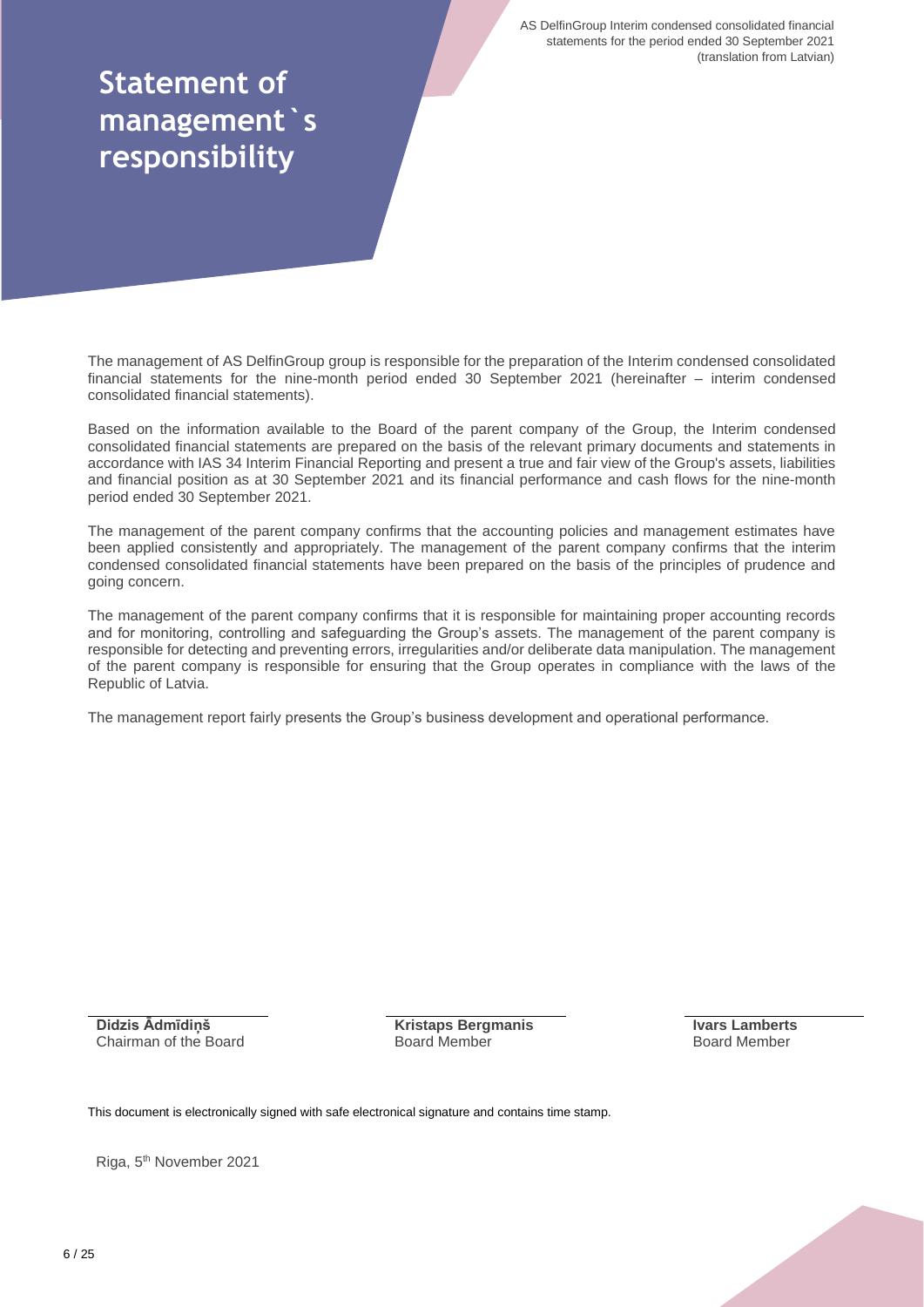# Statement of management`s responsibility

The management of AS DelfinGroup group is responsible for the preparation of the Interim condensed consolidated financial statements for the nine-month period ended 30 September 2021 (hereinafter – interim condensed consolidated financial statements).

Based on the information available to the Board of the parent company of the Group, the Interim condensed consolidated financial statements are prepared on the basis of the relevant primary documents and statements in accordance with IAS 34 Interim Financial Reporting and present a true and fair view of the Group's assets, liabilities and financial position as at 30 September 2021 and its financial performance and cash flows for the nine-month period ended 30 September 2021.

The management of the parent company confirms that the accounting policies and management estimates have been applied consistently and appropriately. The management of the parent company confirms that the interim condensed consolidated financial statements have been prepared on the basis of the principles of prudence and going concern.

The management of the parent company confirms that it is responsible for maintaining proper accounting records and for monitoring, controlling and safeguarding the Group's assets. The management of the parent company is responsible for detecting and preventing errors, irregularities and/or deliberate data manipulation. The management of the parent company is responsible for ensuring that the Group operates in compliance with the laws of the Republic of Latvia.

The management report fairly presents the Group's business development and operational performance.

**Didzis Ādmīdiņš**
Chairman of the Board

**Kristaps Bergmanis**
Board Member

**Ivars Lamberts**
Board Member

This document is electronically signed with safe electronical signature and contains time stamp.

Riga, 5th November 2021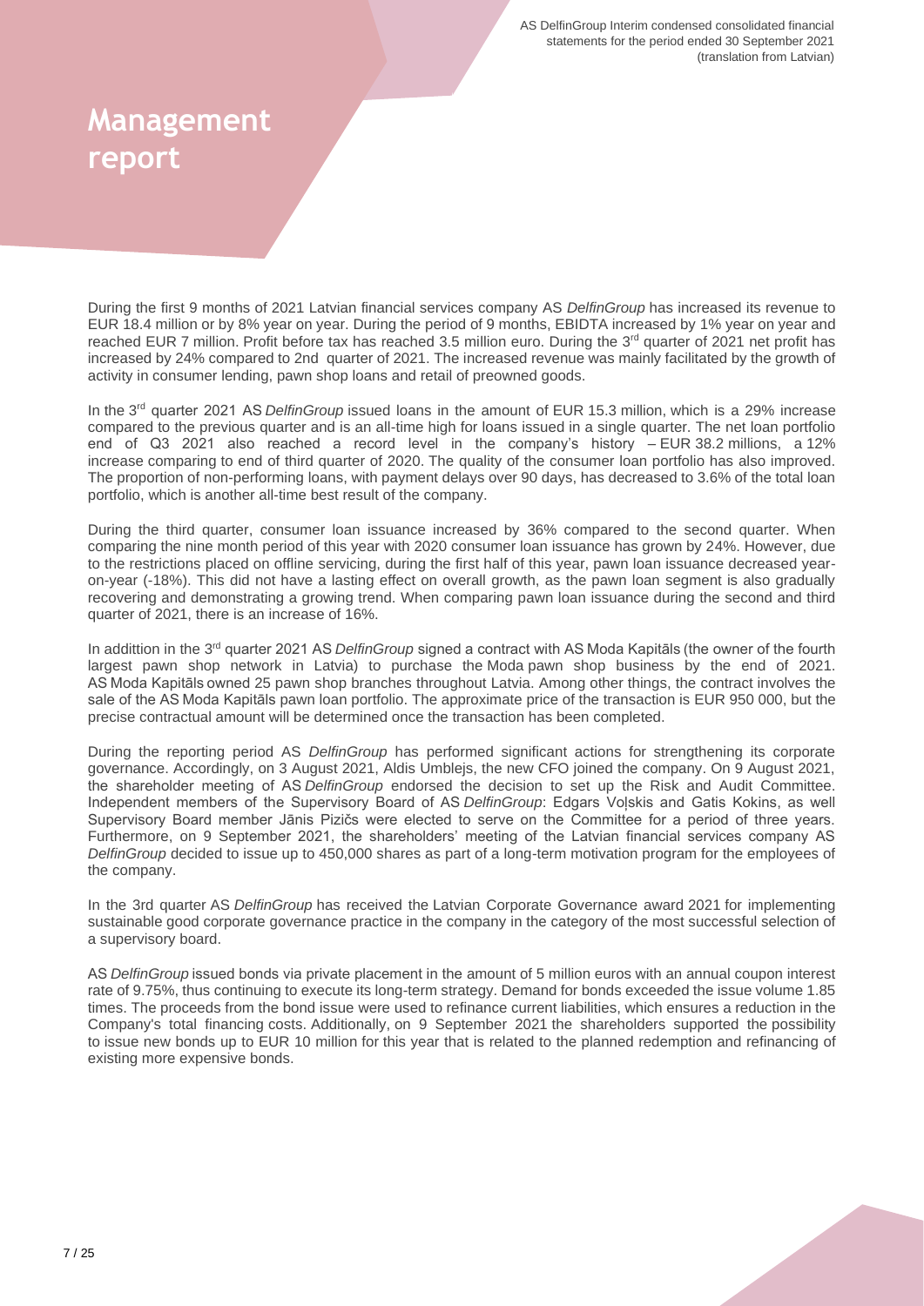# Management report

During the first 9 months of 2021 Latvian financial services company AS *DelfinGroup* has increased its revenue to EUR 18.4 million or by 8% year on year. During the period of 9 months, EBIDTA increased by 1% year on year and reached EUR 7 million. Profit before tax has reached 3.5 million euro. During the 3rd quarter of 2021 net profit has increased by 24% compared to 2nd quarter of 2021. The increased revenue was mainly facilitated by the growth of activity in consumer lending, pawn shop loans and retail of preowned goods.

In the 3rd quarter 2021 AS *DelfinGroup* issued loans in the amount of EUR 15.3 million, which is a 29% increase compared to the previous quarter and is an all-time high for loans issued in a single quarter. The net loan portfolio end of Q3 2021 also reached a record level in the company's history – EUR 38.2 millions, a 12% increase comparing to end of third quarter of 2020. The quality of the consumer loan portfolio has also improved. The proportion of non-performing loans, with payment delays over 90 days, has decreased to 3.6% of the total loan portfolio, which is another all-time best result of the company.

During the third quarter, consumer loan issuance increased by 36% compared to the second quarter. When comparing the nine month period of this year with 2020 consumer loan issuance has grown by 24%. However, due to the restrictions placed on offline servicing, during the first half of this year, pawn loan issuance decreased year-on-year (-18%). This did not have a lasting effect on overall growth, as the pawn loan segment is also gradually recovering and demonstrating a growing trend. When comparing pawn loan issuance during the second and third quarter of 2021, there is an increase of 16%.

In addittion in the 3rd quarter 2021 AS *DelfinGroup* signed a contract with AS Moda Kapitāls (the owner of the fourth largest pawn shop network in Latvia) to purchase the Moda pawn shop business by the end of 2021. AS Moda Kapitāls owned 25 pawn shop branches throughout Latvia. Among other things, the contract involves the sale of the AS Moda Kapitāls pawn loan portfolio. The approximate price of the transaction is EUR 950 000, but the precise contractual amount will be determined once the transaction has been completed.

During the reporting period AS *DelfinGroup* has performed significant actions for strengthening its corporate governance. Accordingly, on 3 August 2021, Aldis Umblejs, the new CFO joined the company. On 9 August 2021, the shareholder meeting of AS *DelfinGroup* endorsed the decision to set up the Risk and Audit Committee. Independent members of the Supervisory Board of AS *DelfinGroup*: Edgars Voļskis and Gatis Kokins, as well Supervisory Board member Jānis Pizičs were elected to serve on the Committee for a period of three years. Furthermore, on 9 September 2021, the shareholders' meeting of the Latvian financial services company AS *DelfinGroup* decided to issue up to 450,000 shares as part of a long-term motivation program for the employees of the company.

In the 3rd quarter AS *DelfinGroup* has received the Latvian Corporate Governance award 2021 for implementing sustainable good corporate governance practice in the company in the category of the most successful selection of a supervisory board.

AS *DelfinGroup* issued bonds via private placement in the amount of 5 million euros with an annual coupon interest rate of 9.75%, thus continuing to execute its long-term strategy. Demand for bonds exceeded the issue volume 1.85 times. The proceeds from the bond issue were used to refinance current liabilities, which ensures a reduction in the Company's total financing costs. Additionally, on 9 September 2021 the shareholders supported the possibility to issue new bonds up to EUR 10 million for this year that is related to the planned redemption and refinancing of existing more expensive bonds.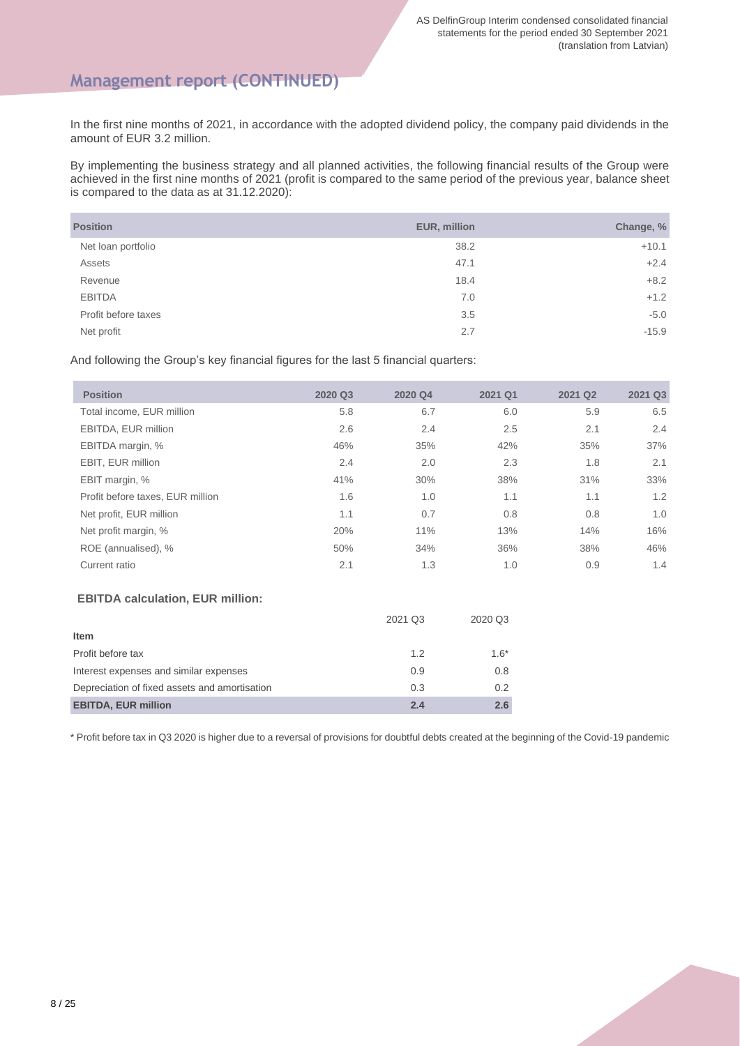## Management report (CONTINUED)

In the first nine months of 2021, in accordance with the adopted dividend policy, the company paid dividends in the amount of EUR 3.2 million.

By implementing the business strategy and all planned activities, the following financial results of the Group were achieved in the first nine months of 2021 (profit is compared to the same period of the previous year, balance sheet is compared to the data as at 31.12.2020):

| Position | EUR, million | Change, % |
|---|---|---|
| Net loan portfolio | 38.2 | +10.1 |
| Assets | 47.1 | +2.4 |
| Revenue | 18.4 | +8.2 |
| EBITDA | 7.0 | +1.2 |
| Profit before taxes | 3.5 | -5.0 |
| Net profit | 2.7 | -15.9 |

And following the Group's key financial figures for the last 5 financial quarters:

| Position | 2020 Q3 | 2020 Q4 | 2021 Q1 | 2021 Q2 | 2021 Q3 |
|---|---|---|---|---|---|
| Total income, EUR million | 5.8 | 6.7 | 6.0 | 5.9 | 6.5 |
| EBITDA, EUR million | 2.6 | 2.4 | 2.5 | 2.1 | 2.4 |
| EBITDA margin, % | 46% | 35% | 42% | 35% | 37% |
| EBIT, EUR million | 2.4 | 2.0 | 2.3 | 1.8 | 2.1 |
| EBIT margin, % | 41% | 30% | 38% | 31% | 33% |
| Profit before taxes, EUR million | 1.6 | 1.0 | 1.1 | 1.1 | 1.2 |
| Net profit, EUR million | 1.1 | 0.7 | 0.8 | 0.8 | 1.0 |
| Net profit margin, % | 20% | 11% | 13% | 14% | 16% |
| ROE (annualised), % | 50% | 34% | 36% | 38% | 46% |
| Current ratio | 2.1 | 1.3 | 1.0 | 0.9 | 1.4 |

**EBITDA calculation, EUR million:**

| Item | 2021 Q3 | 2020 Q3 |
|---|---|---|
| Profit before tax | 1.2 | 1.6* |
| Interest expenses and similar expenses | 0.9 | 0.8 |
| Depreciation of fixed assets and amortisation | 0.3 | 0.2 |
| **EBITDA, EUR million** | **2.4** | **2.6** |

\* Profit before tax in Q3 2020 is higher due to a reversal of provisions for doubtful debts created at the beginning of the Covid-19 pandemic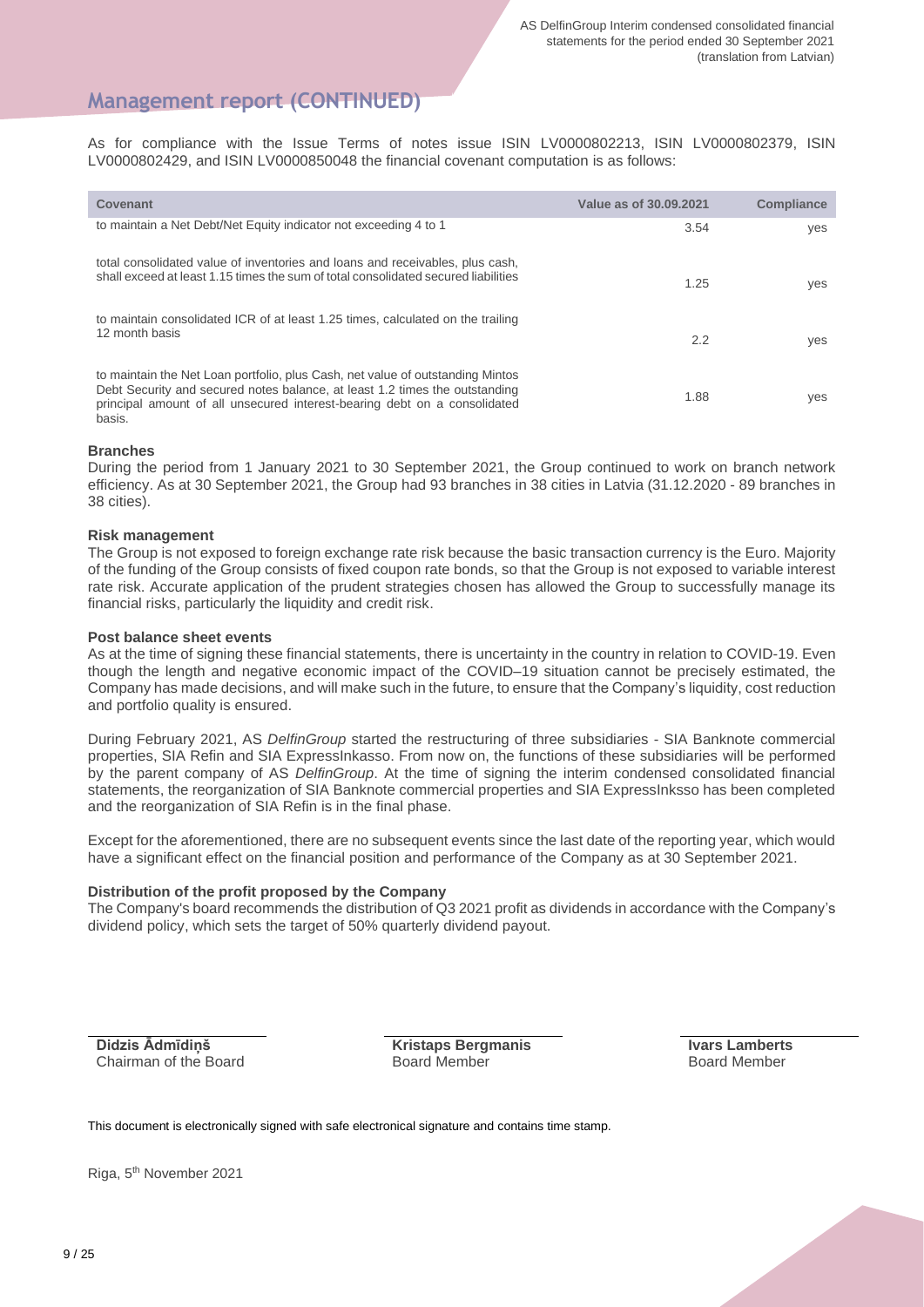## Management report (CONTINUED)

As for compliance with the Issue Terms of notes issue ISIN LV0000802213, ISIN LV0000802379, ISIN LV0000802429, and ISIN LV0000850048 the financial covenant computation is as follows:

| Covenant | Value as of 30.09.2021 | Compliance |
|---|---|---|
| to maintain a Net Debt/Net Equity indicator not exceeding 4 to 1 | 3.54 | yes |
| total consolidated value of inventories and loans and receivables, plus cash, shall exceed at least 1.15 times the sum of total consolidated secured liabilities | 1.25 | yes |
| to maintain consolidated ICR of at least 1.25 times, calculated on the trailing 12 month basis | 2.2 | yes |
| to maintain the Net Loan portfolio, plus Cash, net value of outstanding Mintos Debt Security and secured notes balance, at least 1.2 times the outstanding principal amount of all unsecured interest-bearing debt on a consolidated basis. | 1.88 | yes |

**Branches**

During the period from 1 January 2021 to 30 September 2021, the Group continued to work on branch network efficiency. As at 30 September 2021, the Group had 93 branches in 38 cities in Latvia (31.12.2020 - 89 branches in 38 cities).

**Risk management**

The Group is not exposed to foreign exchange rate risk because the basic transaction currency is the Euro. Majority of the funding of the Group consists of fixed coupon rate bonds, so that the Group is not exposed to variable interest rate risk. Accurate application of the prudent strategies chosen has allowed the Group to successfully manage its financial risks, particularly the liquidity and credit risk.

**Post balance sheet events**

As at the time of signing these financial statements, there is uncertainty in the country in relation to COVID-19. Even though the length and negative economic impact of the COVID–19 situation cannot be precisely estimated, the Company has made decisions, and will make such in the future, to ensure that the Company's liquidity, cost reduction and portfolio quality is ensured.

During February 2021, AS *DelfinGroup* started the restructuring of three subsidiaries - SIA Banknote commercial properties, SIA Refin and SIA ExpressInkasso. From now on, the functions of these subsidiaries will be performed by the parent company of AS *DelfinGroup*. At the time of signing the interim condensed consolidated financial statements, the reorganization of SIA Banknote commercial properties and SIA ExpressInksso has been completed and the reorganization of SIA Refin is in the final phase.

Except for the aforementioned, there are no subsequent events since the last date of the reporting year, which would have a significant effect on the financial position and performance of the Company as at 30 September 2021.

**Distribution of the profit proposed by the Company**

The Company's board recommends the distribution of Q3 2021 profit as dividends in accordance with the Company's dividend policy, which sets the target of 50% quarterly dividend payout.

| | | |
|---|---|---|
| **Didzis Ādmīdiņš**<br>Chairman of the Board | **Kristaps Bergmanis**<br>Board Member | **Ivars Lamberts**<br>Board Member |

This document is electronically signed with safe electronical signature and contains time stamp.

Riga, 5th November 2021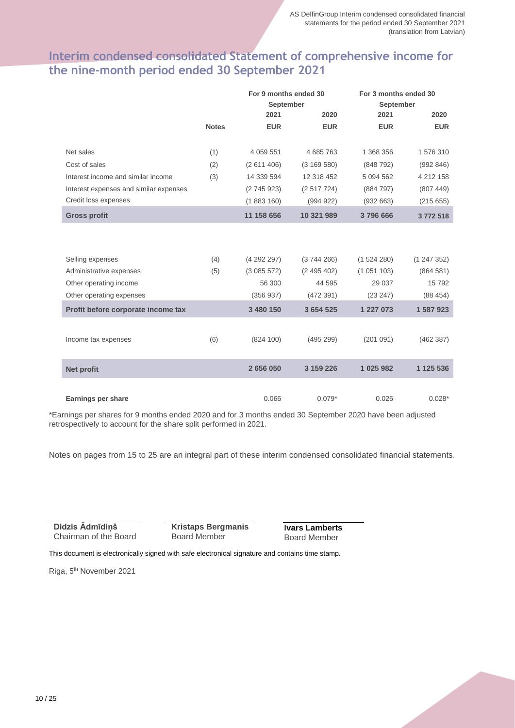# Interim condensed consolidated Statement of comprehensive income for the nine-month period ended 30 September 2021

| | | For 9 months ended 30 September | | For 3 months ended 30 September | |
|---|---|---|---|---|---|
| | | 2021 | 2020 | 2021 | 2020 |
| | **Notes** | **EUR** | **EUR** | **EUR** | **EUR** |
| Net sales | (1) | 4 059 551 | 4 685 763 | 1 368 356 | 1 576 310 |
| Cost of sales | (2) | (2 611 406) | (3 169 580) | (848 792) | (992 846) |
| Interest income and similar income | (3) | 14 339 594 | 12 318 452 | 5 094 562 | 4 212 158 |
| Interest expenses and similar expenses | | (2 745 923) | (2 517 724) | (884 797) | (807 449) |
| Credit loss expenses | | (1 883 160) | (994 922) | (932 663) | (215 655) |
| **Gross profit** | | **11 158 656** | **10 321 989** | **3 796 666** | **3 772 518** |
| Selling expenses | (4) | (4 292 297) | (3 744 266) | (1 524 280) | (1 247 352) |
| Administrative expenses | (5) | (3 085 572) | (2 495 402) | (1 051 103) | (864 581) |
| Other operating income | | 56 300 | 44 595 | 29 037 | 15 792 |
| Other operating expenses | | (356 937) | (472 391) | (23 247) | (88 454) |
| **Profit before corporate income tax** | | **3 480 150** | **3 654 525** | **1 227 073** | **1 587 923** |
| Income tax expenses | (6) | (824 100) | (495 299) | (201 091) | (462 387) |
| **Net profit** | | **2 656 050** | **3 159 226** | **1 025 982** | **1 125 536** |
| **Earnings per share** | | 0.066 | 0.079* | 0.026 | 0.028* |

*Earnings per shares for 9 months ended 2020 and for 3 months ended 30 September 2020 have been adjusted retrospectively to account for the share split performed in 2021.

Notes on pages from 15 to 25 are an integral part of these interim condensed consolidated financial statements.

**Didzis Ādmīdiņš**
Chairman of the Board

**Kristaps Bergmanis**
Board Member

**Ivars Lamberts**
Board Member

This document is electronically signed with safe electronical signature and contains time stamp.

Riga, 5th November 2021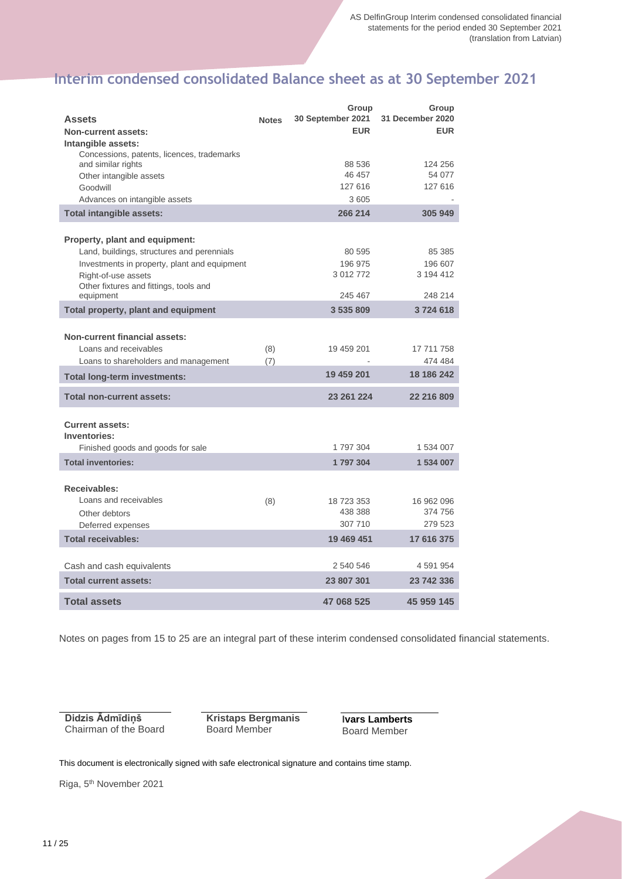# Interim condensed consolidated Balance sheet as at 30 September 2021

| Assets | Notes | Group 30 September 2021 | Group 31 December 2020 |
|---|---|---|---|
| **Non-current assets:** | | **EUR** | **EUR** |
| **Intangible assets:** | | | |
| Concessions, patents, licences, trademarks and similar rights | | 88 536 | 124 256 |
| Other intangible assets | | 46 457 | 54 077 |
| Goodwill | | 127 616 | 127 616 |
| Advances on intangible assets | | 3 605 | - |
| **Total intangible assets:** | | **266 214** | **305 949** |
| **Property, plant and equipment:** | | | |
| Land, buildings, structures and perennials | | 80 595 | 85 385 |
| Investments in property, plant and equipment | | 196 975 | 196 607 |
| Right-of-use assets | | 3 012 772 | 3 194 412 |
| Other fixtures and fittings, tools and equipment | | 245 467 | 248 214 |
| **Total property, plant and equipment** | | **3 535 809** | **3 724 618** |
| **Non-current financial assets:** | | | |
| Loans and receivables | (8) | 19 459 201 | 17 711 758 |
| Loans to shareholders and management | (7) | - | 474 484 |
| **Total long-term investments:** | | **19 459 201** | **18 186 242** |
| **Total non-current assets:** | | **23 261 224** | **22 216 809** |
| **Current assets:** | | | |
| **Inventories:** | | | |
| Finished goods and goods for sale | | 1 797 304 | 1 534 007 |
| **Total inventories:** | | **1 797 304** | **1 534 007** |
| **Receivables:** | | | |
| Loans and receivables | (8) | 18 723 353 | 16 962 096 |
| Other debtors | | 438 388 | 374 756 |
| Deferred expenses | | 307 710 | 279 523 |
| **Total receivables:** | | **19 469 451** | **17 616 375** |
| Cash and cash equivalents | | 2 540 546 | 4 591 954 |
| **Total current assets:** | | **23 807 301** | **23 742 336** |
| **Total assets** | | **47 068 525** | **45 959 145** |

Notes on pages from 15 to 25 are an integral part of these interim condensed consolidated financial statements.

| | | |
|---|---|---|
| **Didzis Ādmīdiņš** | **Kristaps Bergmanis** | **Ivars Lamberts** |
| Chairman of the Board | Board Member | Board Member |

This document is electronically signed with safe electronical signature and contains time stamp.

Riga, 5th November 2021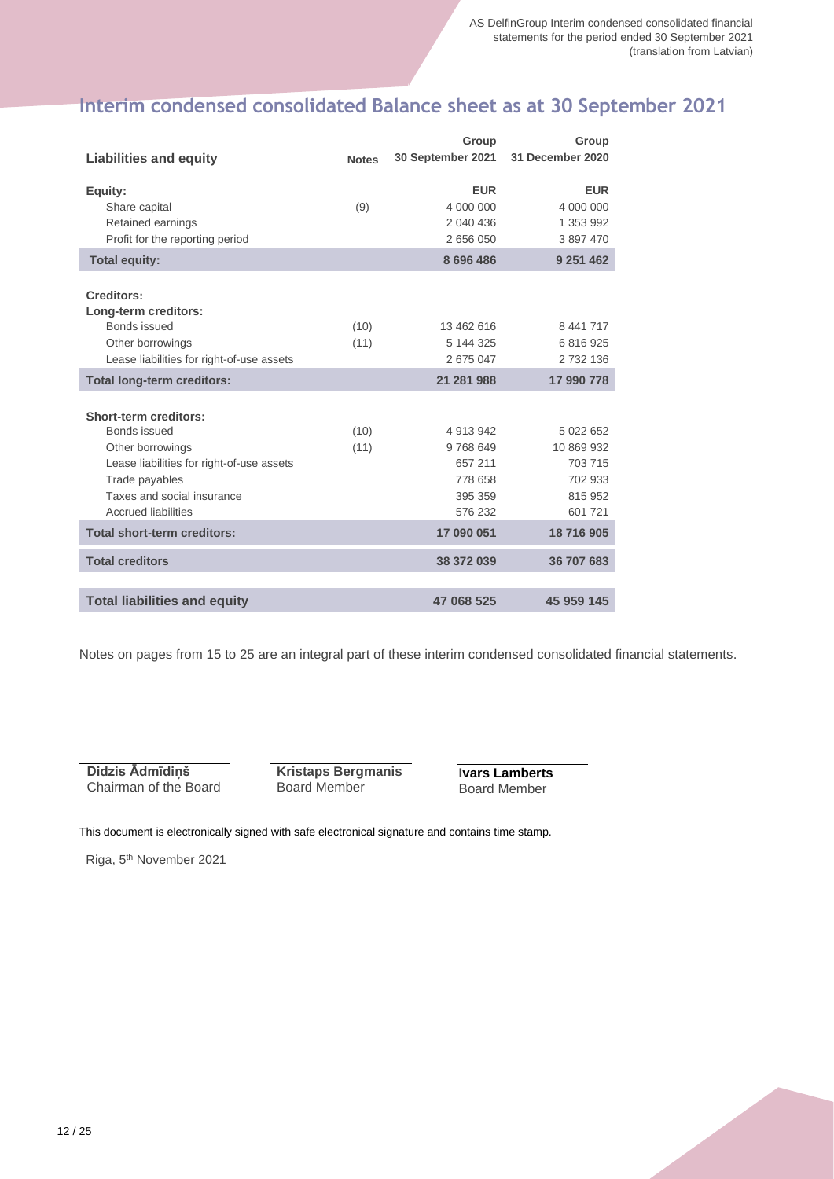# Interim condensed consolidated Balance sheet as at 30 September 2021

| Liabilities and equity | Notes | Group 30 September 2021 | Group 31 December 2020 |
|---|---|---|---|
| **Equity:** | | **EUR** | **EUR** |
| Share capital | (9) | 4 000 000 | 4 000 000 |
| Retained earnings | | 2 040 436 | 1 353 992 |
| Profit for the reporting period | | 2 656 050 | 3 897 470 |
| **Total equity:** | | **8 696 486** | **9 251 462** |
| **Creditors:** | | | |
| **Long-term creditors:** | | | |
| Bonds issued | (10) | 13 462 616 | 8 441 717 |
| Other borrowings | (11) | 5 144 325 | 6 816 925 |
| Lease liabilities for right-of-use assets | | 2 675 047 | 2 732 136 |
| **Total long-term creditors:** | | **21 281 988** | **17 990 778** |
| **Short-term creditors:** | | | |
| Bonds issued | (10) | 4 913 942 | 5 022 652 |
| Other borrowings | (11) | 9 768 649 | 10 869 932 |
| Lease liabilities for right-of-use assets | | 657 211 | 703 715 |
| Trade payables | | 778 658 | 702 933 |
| Taxes and social insurance | | 395 359 | 815 952 |
| Accrued liabilities | | 576 232 | 601 721 |
| **Total short-term creditors:** | | **17 090 051** | **18 716 905** |
| **Total creditors** | | **38 372 039** | **36 707 683** |
| **Total liabilities and equity** | | **47 068 525** | **45 959 145** |

Notes on pages from 15 to 25 are an integral part of these interim condensed consolidated financial statements.

**Didzis Ādmīdiņš**
Chairman of the Board

**Kristaps Bergmanis**
Board Member

**Ivars Lamberts**
Board Member

This document is electronically signed with safe electronical signature and contains time stamp.

Riga, 5th November 2021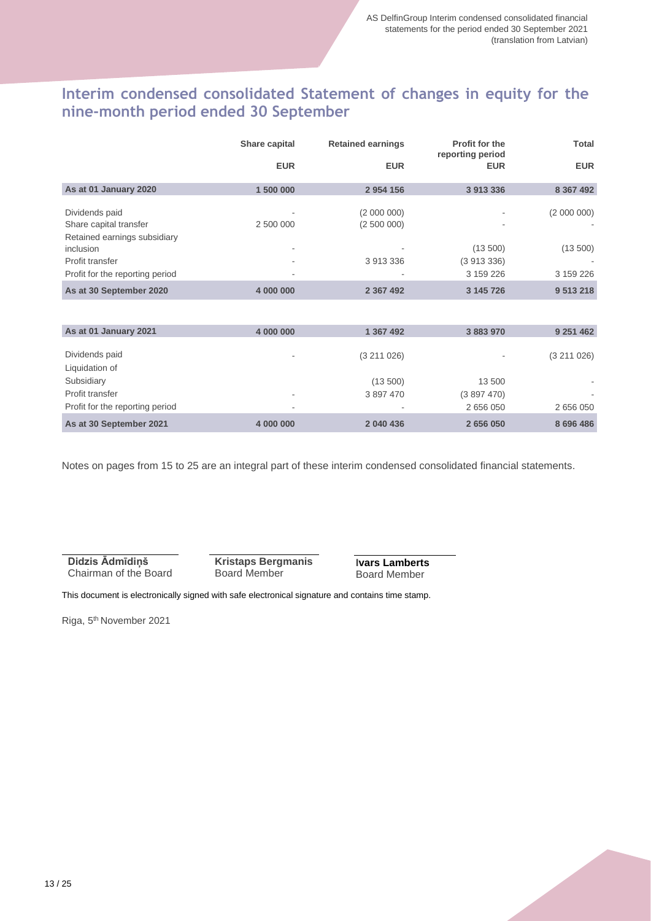## Interim condensed consolidated Statement of changes in equity for the nine-month period ended 30 September

| | Share capital | Retained earnings | Profit for the reporting period | Total |
|---|---|---|---|---|
| | EUR | EUR | EUR | EUR |
| **As at 01 January 2020** | **1 500 000** | **2 954 156** | **3 913 336** | **8 367 492** |
| Dividends paid | - | (2 000 000) | - | (2 000 000) |
| Share capital transfer | 2 500 000 | (2 500 000) | - | - |
| Retained earnings subsidiary inclusion | - | - | (13 500) | (13 500) |
| Profit transfer | - | 3 913 336 | (3 913 336) | - |
| Profit for the reporting period | - | - | 3 159 226 | 3 159 226 |
| **As at 30 September 2020** | **4 000 000** | **2 367 492** | **3 145 726** | **9 513 218** |

| | Share capital | Retained earnings | Profit for the reporting period | Total |
|---|---|---|---|---|
| **As at 01 January 2021** | **4 000 000** | **1 367 492** | **3 883 970** | **9 251 462** |
| Dividends paid | - | (3 211 026) | - | (3 211 026) |
| Liquidation of Subsidiary | | (13 500) | 13 500 | - |
| Profit transfer | - | 3 897 470 | (3 897 470) | - |
| Profit for the reporting period | - | - | 2 656 050 | 2 656 050 |
| **As at 30 September 2021** | **4 000 000** | **2 040 436** | **2 656 050** | **8 696 486** |

Notes on pages from 15 to 25 are an integral part of these interim condensed consolidated financial statements.

**Didzis Ādmīdiņš**
Chairman of the Board

**Kristaps Bergmanis**
Board Member

**Ivars Lamberts**
Board Member

This document is electronically signed with safe electronical signature and contains time stamp.

Riga, 5th November 2021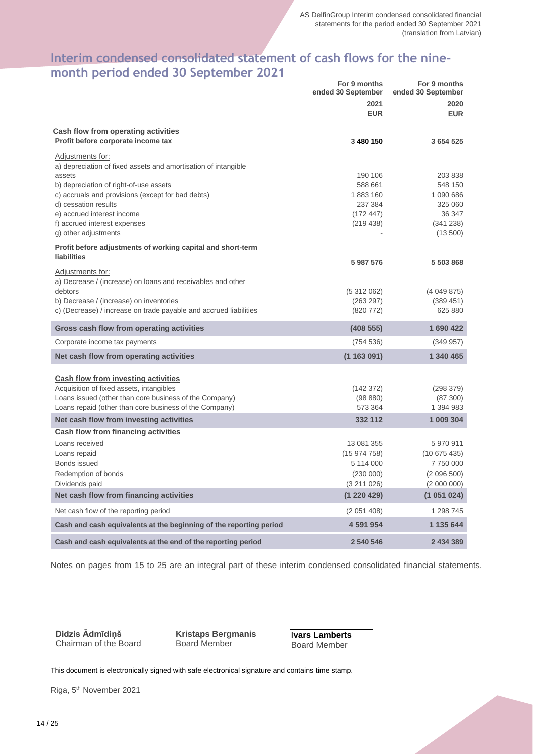## Interim condensed consolidated statement of cash flows for the nine-month period ended 30 September 2021

| | For 9 months ended 30 September 2021 EUR | For 9 months ended 30 September 2020 EUR |
|---|---|---|
| **Cash flow from operating activities** | | |
| **Profit before corporate income tax** | **3 480 150** | **3 654 525** |
| Adjustments for: | | |
| a) depreciation of fixed assets and amortisation of intangible assets | 190 106 | 203 838 |
| b) depreciation of right-of-use assets | 588 661 | 548 150 |
| c) accruals and provisions (except for bad debts) | 1 883 160 | 1 090 686 |
| d) cessation results | 237 384 | 325 060 |
| e) accrued interest income | (172 447) | 36 347 |
| f) accrued interest expenses | (219 438) | (341 238) |
| g) other adjustments | - | (13 500) |
| **Profit before adjustments of working capital and short-term liabilities** | **5 987 576** | **5 503 868** |
| Adjustments for: | | |
| a) Decrease / (increase) on loans and receivables and other debtors | (5 312 062) | (4 049 875) |
| b) Decrease / (increase) on inventories | (263 297) | (389 451) |
| c) (Decrease) / increase on trade payable and accrued liabilities | (820 772) | 625 880 |
| **Gross cash flow from operating activities** | **(408 555)** | **1 690 422** |
| Corporate income tax payments | (754 536) | (349 957) |
| **Net cash flow from operating activities** | **(1 163 091)** | **1 340 465** |
| **Cash flow from investing activities** | | |
| Acquisition of fixed assets, intangibles | (142 372) | (298 379) |
| Loans issued (other than core business of the Company) | (98 880) | (87 300) |
| Loans repaid (other than core business of the Company) | 573 364 | 1 394 983 |
| **Net cash flow from investing activities** | **332 112** | **1 009 304** |
| **Cash flow from financing activities** | | |
| Loans received | 13 081 355 | 5 970 911 |
| Loans repaid | (15 974 758) | (10 675 435) |
| Bonds issued | 5 114 000 | 7 750 000 |
| Redemption of bonds | (230 000) | (2 096 500) |
| Dividends paid | (3 211 026) | (2 000 000) |
| **Net cash flow from financing activities** | **(1 220 429)** | **(1 051 024)** |
| Net cash flow of the reporting period | (2 051 408) | 1 298 745 |
| **Cash and cash equivalents at the beginning of the reporting period** | **4 591 954** | **1 135 644** |
| **Cash and cash equivalents at the end of the reporting period** | **2 540 546** | **2 434 389** |

Notes on pages from 15 to 25 are an integral part of these interim condensed consolidated financial statements.

**Didzis Ādmīdiņš**
Chairman of the Board

**Kristaps Bergmanis**
Board Member

**Ivars Lamberts**
Board Member

This document is electronically signed with safe electronical signature and contains time stamp.

Riga, 5th November 2021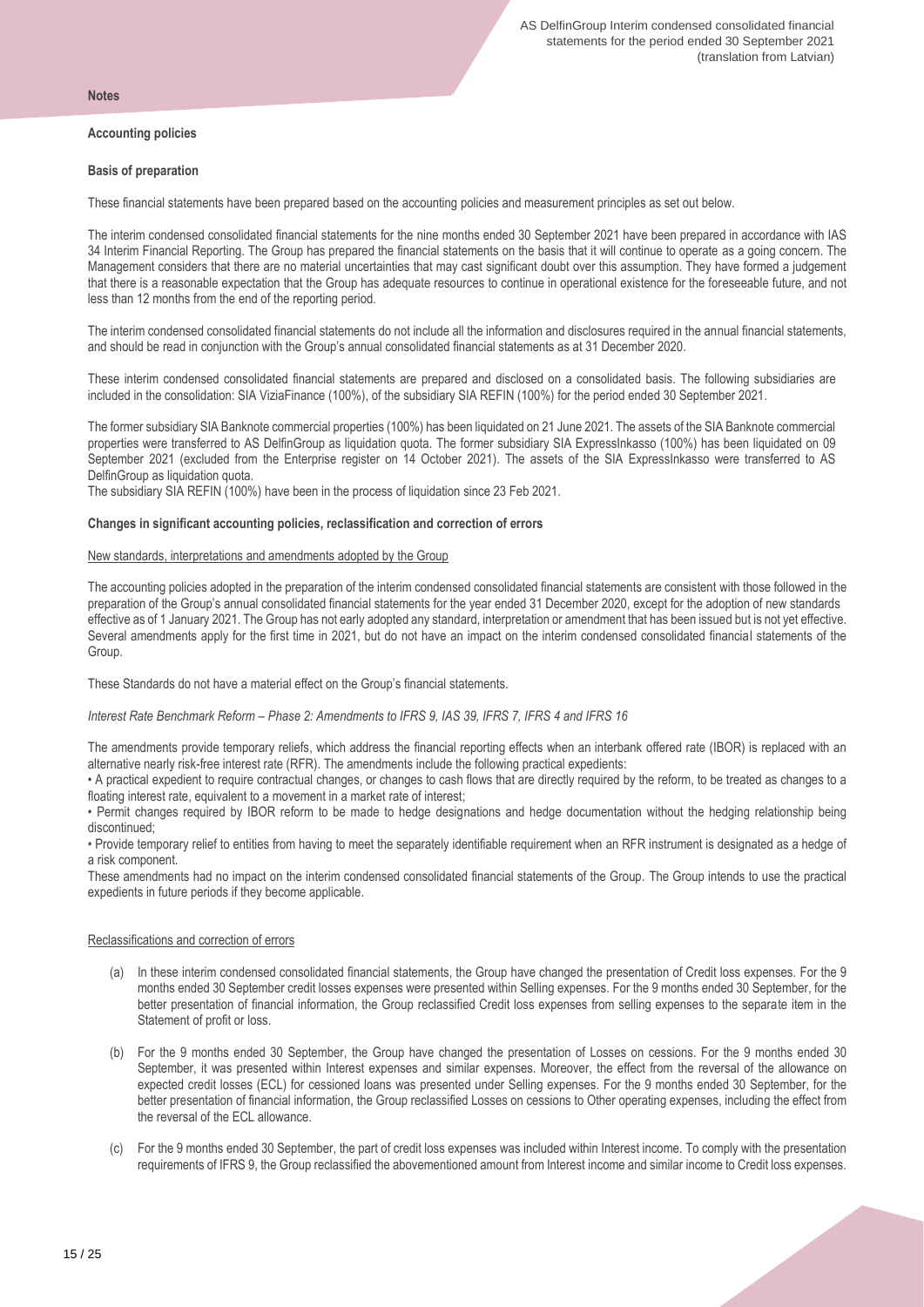## Notes

### Accounting policies

#### Basis of preparation

These financial statements have been prepared based on the accounting policies and measurement principles as set out below.

The interim condensed consolidated financial statements for the nine months ended 30 September 2021 have been prepared in accordance with IAS 34 Interim Financial Reporting. The Group has prepared the financial statements on the basis that it will continue to operate as a going concern. The Management considers that there are no material uncertainties that may cast significant doubt over this assumption. They have formed a judgement that there is a reasonable expectation that the Group has adequate resources to continue in operational existence for the foreseeable future, and not less than 12 months from the end of the reporting period.

The interim condensed consolidated financial statements do not include all the information and disclosures required in the annual financial statements, and should be read in conjunction with the Group's annual consolidated financial statements as at 31 December 2020.

These interim condensed consolidated financial statements are prepared and disclosed on a consolidated basis. The following subsidiaries are included in the consolidation: SIA ViziaFinance (100%), of the subsidiary SIA REFIN (100%) for the period ended 30 September 2021.

The former subsidiary SIA Banknote commercial properties (100%) has been liquidated on 21 June 2021. The assets of the SIA Banknote commercial properties were transferred to AS DelfinGroup as liquidation quota. The former subsidiary SIA ExpressInkasso (100%) has been liquidated on 09 September 2021 (excluded from the Enterprise register on 14 October 2021). The assets of the SIA ExpressInkasso were transferred to AS DelfinGroup as liquidation quota.
The subsidiary SIA REFIN (100%) have been in the process of liquidation since 23 Feb 2021.

#### Changes in significant accounting policies, reclassification and correction of errors

New standards, interpretations and amendments adopted by the Group

The accounting policies adopted in the preparation of the interim condensed consolidated financial statements are consistent with those followed in the preparation of the Group's annual consolidated financial statements for the year ended 31 December 2020, except for the adoption of new standards effective as of 1 January 2021. The Group has not early adopted any standard, interpretation or amendment that has been issued but is not yet effective. Several amendments apply for the first time in 2021, but do not have an impact on the interim condensed consolidated financial statements of the Group.

These Standards do not have a material effect on the Group's financial statements.

*Interest Rate Benchmark Reform – Phase 2: Amendments to IFRS 9, IAS 39, IFRS 7, IFRS 4 and IFRS 16*

The amendments provide temporary reliefs, which address the financial reporting effects when an interbank offered rate (IBOR) is replaced with an alternative nearly risk-free interest rate (RFR). The amendments include the following practical expedients:

- A practical expedient to require contractual changes, or changes to cash flows that are directly required by the reform, to be treated as changes to a floating interest rate, equivalent to a movement in a market rate of interest;
- Permit changes required by IBOR reform to be made to hedge designations and hedge documentation without the hedging relationship being discontinued;
- Provide temporary relief to entities from having to meet the separately identifiable requirement when an RFR instrument is designated as a hedge of a risk component.

These amendments had no impact on the interim condensed consolidated financial statements of the Group. The Group intends to use the practical expedients in future periods if they become applicable.

Reclassifications and correction of errors

(a) In these interim condensed consolidated financial statements, the Group have changed the presentation of Credit loss expenses. For the 9 months ended 30 September credit losses expenses were presented within Selling expenses. For the 9 months ended 30 September, for the better presentation of financial information, the Group reclassified Credit loss expenses from selling expenses to the separate item in the Statement of profit or loss.

(b) For the 9 months ended 30 September, the Group have changed the presentation of Losses on cessions. For the 9 months ended 30 September, it was presented within Interest expenses and similar expenses. Moreover, the effect from the reversal of the allowance on expected credit losses (ECL) for cessioned loans was presented under Selling expenses. For the 9 months ended 30 September, for the better presentation of financial information, the Group reclassified Losses on cessions to Other operating expenses, including the effect from the reversal of the ECL allowance.

(c) For the 9 months ended 30 September, the part of credit loss expenses was included within Interest income. To comply with the presentation requirements of IFRS 9, the Group reclassified the abovementioned amount from Interest income and similar income to Credit loss expenses.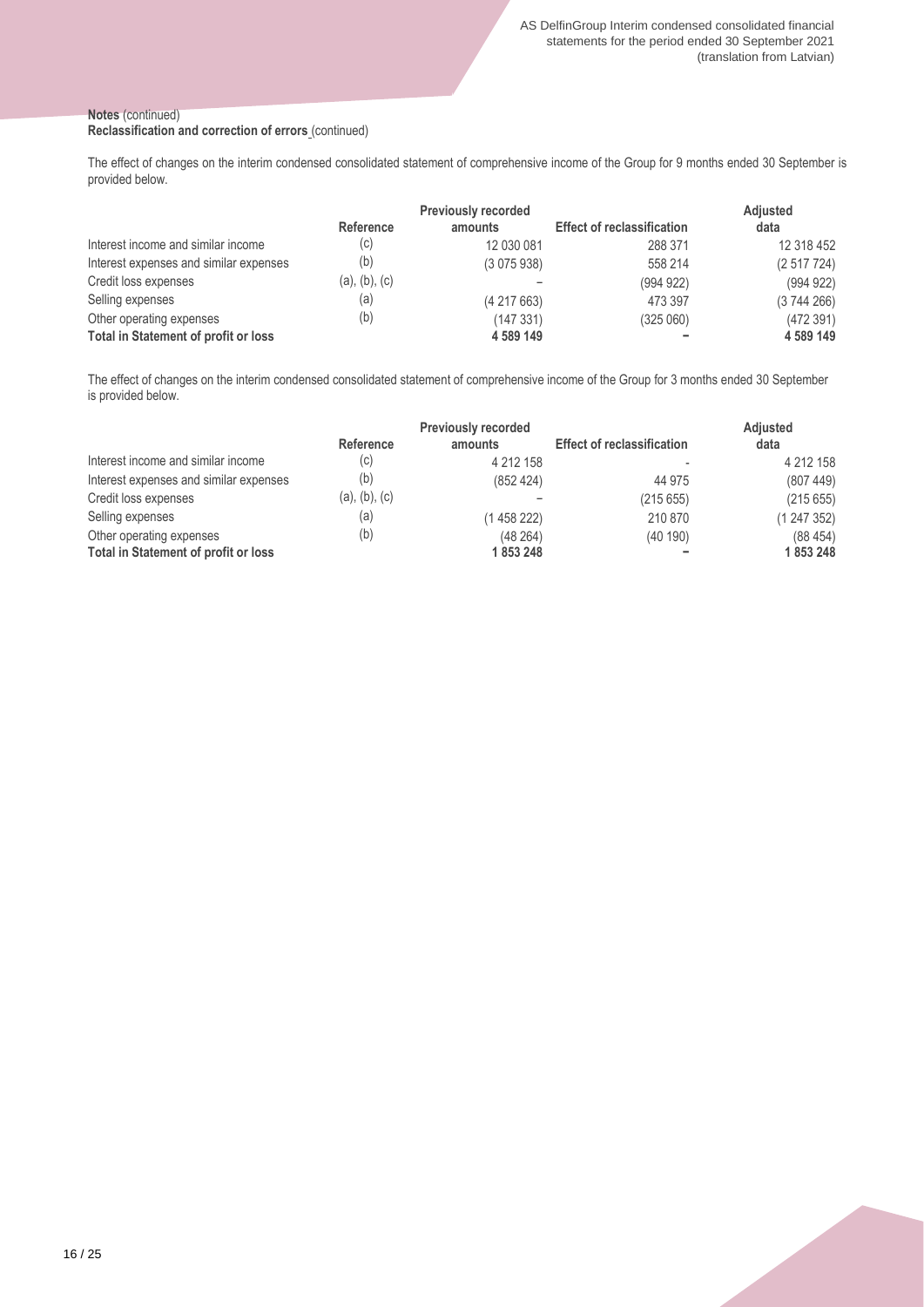**Notes** (continued)
**Reclassification and correction of errors** (continued)

The effect of changes on the interim condensed consolidated statement of comprehensive income of the Group for 9 months ended 30 September is provided below.

| | Reference | Previously recorded amounts | Effect of reclassification | Adjusted data |
|---|---|---|---|---|
| Interest income and similar income | (c) | 12 030 081 | 288 371 | 12 318 452 |
| Interest expenses and similar expenses | (b) | (3 075 938) | 558 214 | (2 517 724) |
| Credit loss expenses | (a), (b), (c) | – | (994 922) | (994 922) |
| Selling expenses | (a) | (4 217 663) | 473 397 | (3 744 266) |
| Other operating expenses | (b) | (147 331) | (325 060) | (472 391) |
| **Total in Statement of profit or loss** | | **4 589 149** | **–** | **4 589 149** |

The effect of changes on the interim condensed consolidated statement of comprehensive income of the Group for 3 months ended 30 September is provided below.

| | Reference | Previously recorded amounts | Effect of reclassification | Adjusted data |
|---|---|---|---|---|
| Interest income and similar income | (c) | 4 212 158 | - | 4 212 158 |
| Interest expenses and similar expenses | (b) | (852 424) | 44 975 | (807 449) |
| Credit loss expenses | (a), (b), (c) | – | (215 655) | (215 655) |
| Selling expenses | (a) | (1 458 222) | 210 870 | (1 247 352) |
| Other operating expenses | (b) | (48 264) | (40 190) | (88 454) |
| **Total in Statement of profit or loss** | | **1 853 248** | **–** | **1 853 248** |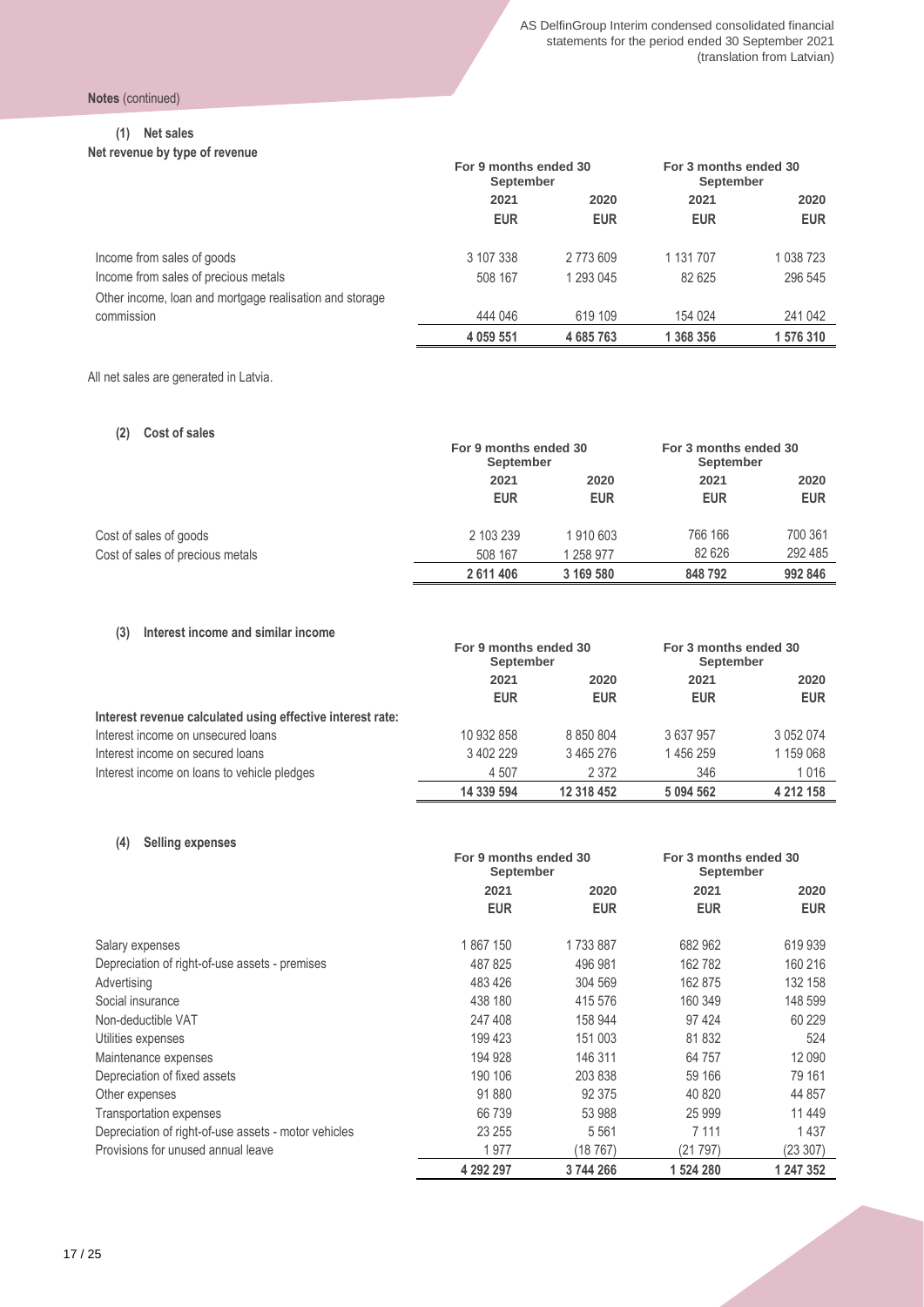**Notes** (continued)

### (1) Net sales

**Net revenue by type of revenue**

| | For 9 months ended 30 September | | For 3 months ended 30 September | |
|---|---|---|---|---|
| | 2021 | 2020 | 2021 | 2020 |
| | EUR | EUR | EUR | EUR |
| Income from sales of goods | 3 107 338 | 2 773 609 | 1 131 707 | 1 038 723 |
| Income from sales of precious metals | 508 167 | 1 293 045 | 82 625 | 296 545 |
| Other income, loan and mortgage realisation and storage commission | 444 046 | 619 109 | 154 024 | 241 042 |
| | **4 059 551** | **4 685 763** | **1 368 356** | **1 576 310** |

All net sales are generated in Latvia.

### (2) Cost of sales

| | For 9 months ended 30 September | | For 3 months ended 30 September | |
|---|---|---|---|---|
| | 2021 | 2020 | 2021 | 2020 |
| | EUR | EUR | EUR | EUR |
| Cost of sales of goods | 2 103 239 | 1 910 603 | 766 166 | 700 361 |
| Cost of sales of precious metals | 508 167 | 1 258 977 | 82 626 | 292 485 |
| | **2 611 406** | **3 169 580** | **848 792** | **992 846** |

### (3) Interest income and similar income

| | For 9 months ended 30 September | | For 3 months ended 30 September | |
|---|---|---|---|---|
| | 2021 | 2020 | 2021 | 2020 |
| | EUR | EUR | EUR | EUR |
| **Interest revenue calculated using effective interest rate:** | | | | |
| Interest income on unsecured loans | 10 932 858 | 8 850 804 | 3 637 957 | 3 052 074 |
| Interest income on secured loans | 3 402 229 | 3 465 276 | 1 456 259 | 1 159 068 |
| Interest income on loans to vehicle pledges | 4 507 | 2 372 | 346 | 1 016 |
| | **14 339 594** | **12 318 452** | **5 094 562** | **4 212 158** |

### (4) Selling expenses

| | For 9 months ended 30 September | | For 3 months ended 30 September | |
|---|---|---|---|---|
| | 2021 | 2020 | 2021 | 2020 |
| | EUR | EUR | EUR | EUR |
| Salary expenses | 1 867 150 | 1 733 887 | 682 962 | 619 939 |
| Depreciation of right-of-use assets - premises | 487 825 | 496 981 | 162 782 | 160 216 |
| Advertising | 483 426 | 304 569 | 162 875 | 132 158 |
| Social insurance | 438 180 | 415 576 | 160 349 | 148 599 |
| Non-deductible VAT | 247 408 | 158 944 | 97 424 | 60 229 |
| Utilities expenses | 199 423 | 151 003 | 81 832 | 524 |
| Maintenance expenses | 194 928 | 146 311 | 64 757 | 12 090 |
| Depreciation of fixed assets | 190 106 | 203 838 | 59 166 | 79 161 |
| Other expenses | 91 880 | 92 375 | 40 820 | 44 857 |
| Transportation expenses | 66 739 | 53 988 | 25 999 | 11 449 |
| Depreciation of right-of-use assets - motor vehicles | 23 255 | 5 561 | 7 111 | 1 437 |
| Provisions for unused annual leave | 1 977 | (18 767) | (21 797) | (23 307) |
| | **4 292 297** | **3 744 266** | **1 524 280** | **1 247 352** |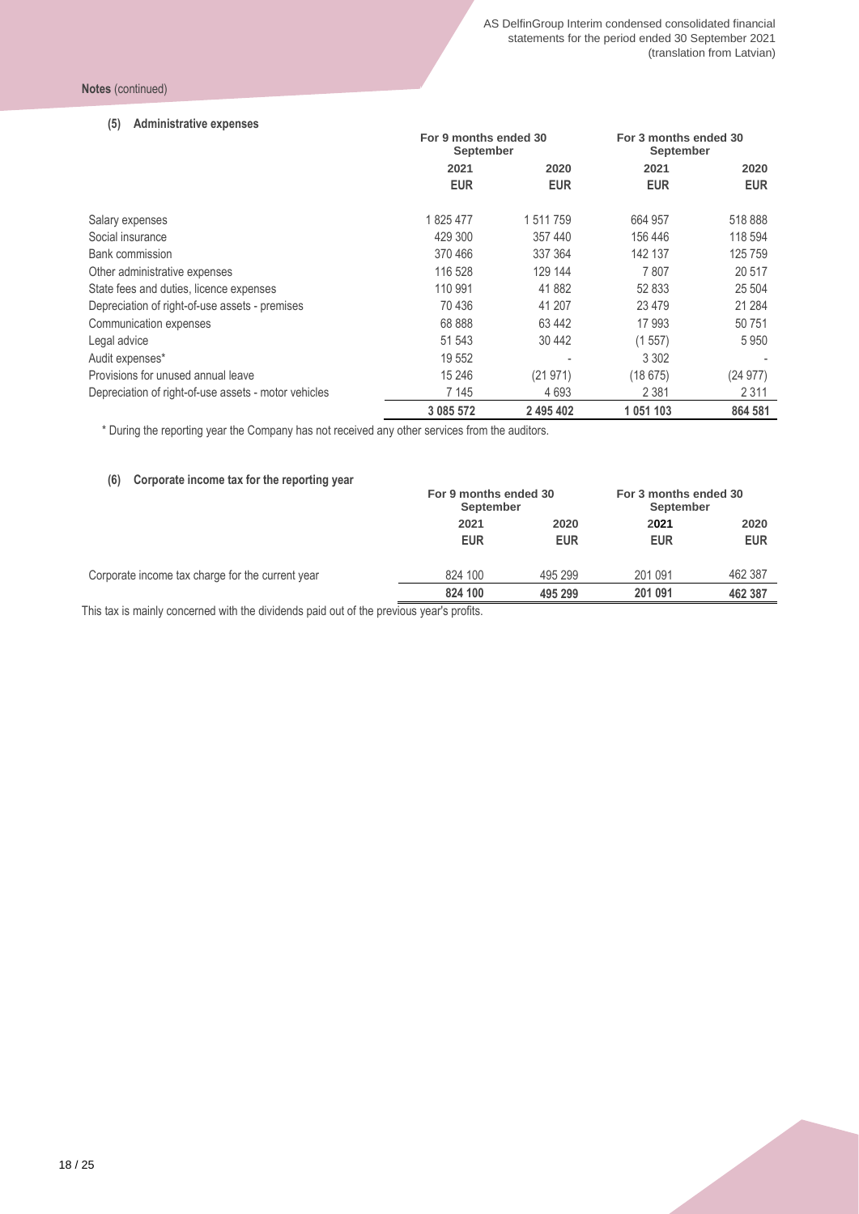**Notes** (continued)

**(5) Administrative expenses**

| | For 9 months ended 30 September | | For 3 months ended 30 September | |
|---|---|---|---|---|
| | 2021 | 2020 | 2021 | 2020 |
| | EUR | EUR | EUR | EUR |
| Salary expenses | 1 825 477 | 1 511 759 | 664 957 | 518 888 |
| Social insurance | 429 300 | 357 440 | 156 446 | 118 594 |
| Bank commission | 370 466 | 337 364 | 142 137 | 125 759 |
| Other administrative expenses | 116 528 | 129 144 | 7 807 | 20 517 |
| State fees and duties, licence expenses | 110 991 | 41 882 | 52 833 | 25 504 |
| Depreciation of right-of-use assets - premises | 70 436 | 41 207 | 23 479 | 21 284 |
| Communication expenses | 68 888 | 63 442 | 17 993 | 50 751 |
| Legal advice | 51 543 | 30 442 | (1 557) | 5 950 |
| Audit expenses* | 19 552 | - | 3 302 | - |
| Provisions for unused annual leave | 15 246 | (21 971) | (18 675) | (24 977) |
| Depreciation of right-of-use assets - motor vehicles | 7 145 | 4 693 | 2 381 | 2 311 |
| | **3 085 572** | **2 495 402** | **1 051 103** | **864 581** |

\* During the reporting year the Company has not received any other services from the auditors.

**(6) Corporate income tax for the reporting year**

| | For 9 months ended 30 September | | For 3 months ended 30 September | |
|---|---|---|---|---|
| | 2021 | 2020 | 2021 | 2020 |
| | EUR | EUR | EUR | EUR |
| Corporate income tax charge for the current year | 824 100 | 495 299 | 201 091 | 462 387 |
| | **824 100** | **495 299** | **201 091** | **462 387** |

This tax is mainly concerned with the dividends paid out of the previous year's profits.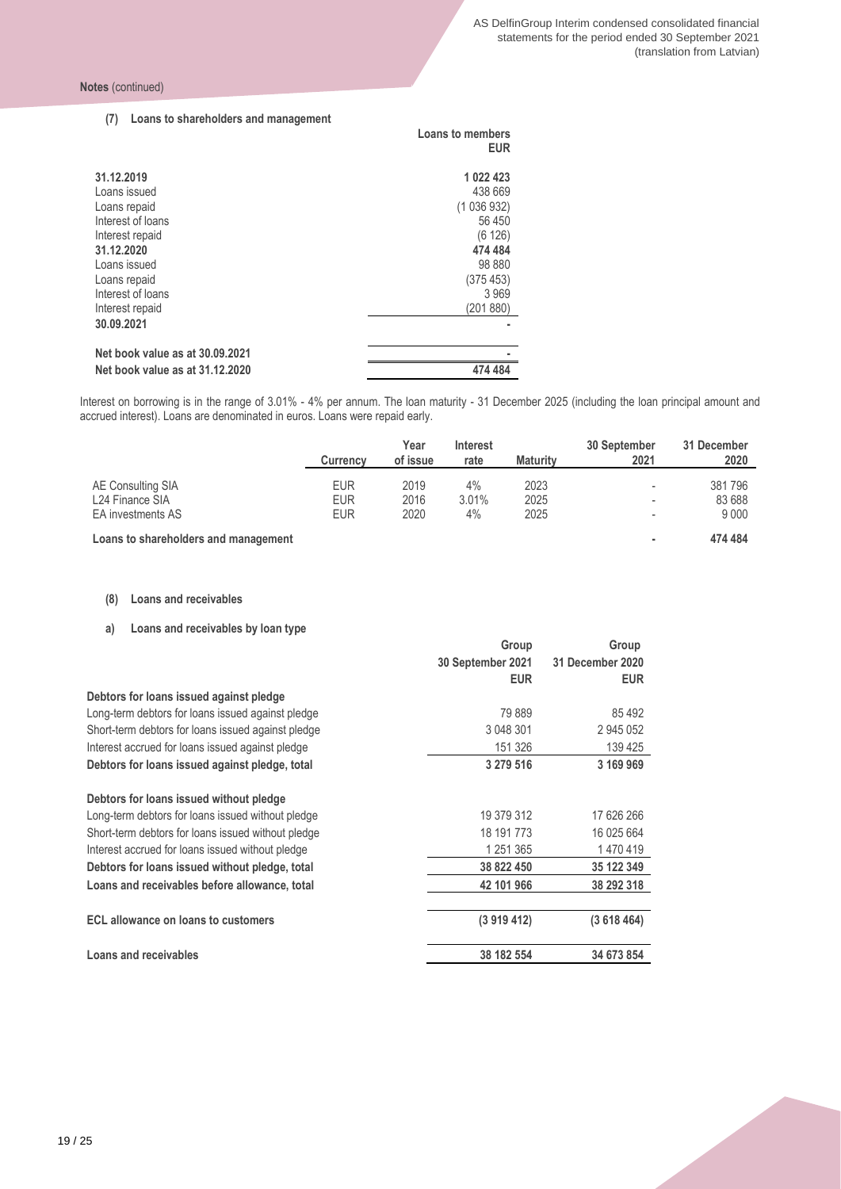**Notes** (continued)

### (7) Loans to shareholders and management

| | Loans to members EUR |
|---|---|
| **31.12.2019** | **1 022 423** |
| Loans issued | 438 669 |
| Loans repaid | (1 036 932) |
| Interest of loans | 56 450 |
| Interest repaid | (6 126) |
| **31.12.2020** | **474 484** |
| Loans issued | 98 880 |
| Loans repaid | (375 453) |
| Interest of loans | 3 969 |
| Interest repaid | (201 880) |
| **30.09.2021** | **-** |
| | |
| **Net book value as at 30.09.2021** | **-** |
| **Net book value as at 31.12.2020** | **474 484** |

Interest on borrowing is in the range of 3.01% - 4% per annum. The loan maturity - 31 December 2025 (including the loan principal amount and accrued interest). Loans are denominated in euros. Loans were repaid early.

| | Currency | Year of issue | Interest rate | Maturity | 30 September 2021 | 31 December 2020 |
|---|---|---|---|---|---|---|
| AE Consulting SIA | EUR | 2019 | 4% | 2023 | - | 381 796 |
| L24 Finance SIA | EUR | 2016 | 3.01% | 2025 | - | 83 688 |
| EA investments AS | EUR | 2020 | 4% | 2025 | - | 9 000 |
| **Loans to shareholders and management** | | | | | **-** | **474 484** |

### (8) Loans and receivables

#### a) Loans and receivables by loan type

| | Group 30 September 2021 EUR | Group 31 December 2020 EUR |
|---|---|---|
| **Debtors for loans issued against pledge** | | |
| Long-term debtors for loans issued against pledge | 79 889 | 85 492 |
| Short-term debtors for loans issued against pledge | 3 048 301 | 2 945 052 |
| Interest accrued for loans issued against pledge | 151 326 | 139 425 |
| **Debtors for loans issued against pledge, total** | **3 279 516** | **3 169 969** |
| | | |
| **Debtors for loans issued without pledge** | | |
| Long-term debtors for loans issued without pledge | 19 379 312 | 17 626 266 |
| Short-term debtors for loans issued without pledge | 18 191 773 | 16 025 664 |
| Interest accrued for loans issued without pledge | 1 251 365 | 1 470 419 |
| **Debtors for loans issued without pledge, total** | **38 822 450** | **35 122 349** |
| **Loans and receivables before allowance, total** | **42 101 966** | **38 292 318** |
| | | |
| **ECL allowance on loans to customers** | **(3 919 412)** | **(3 618 464)** |
| | | |
| **Loans and receivables** | **38 182 554** | **34 673 854** |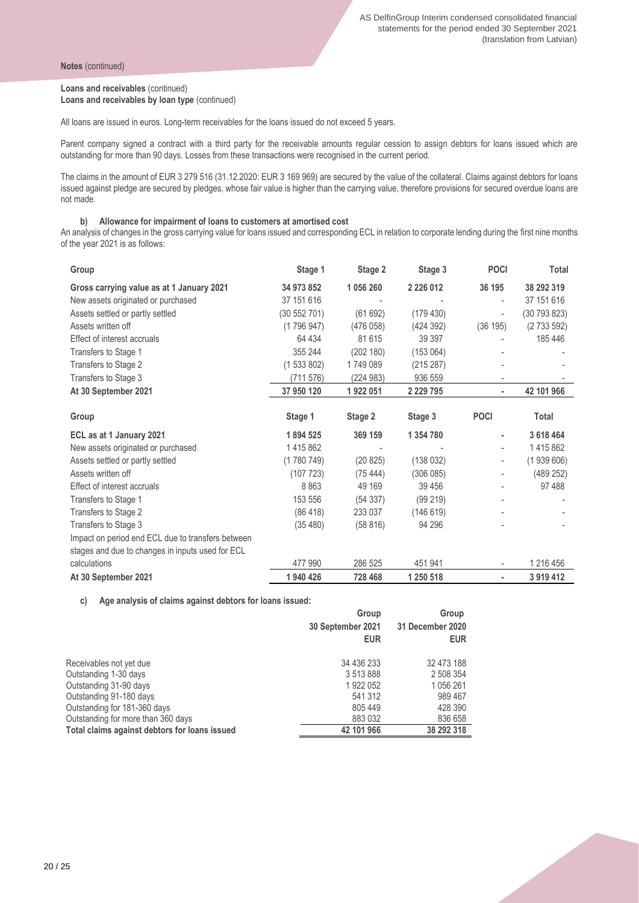**Notes** (continued)

**Loans and receivables** (continued)
**Loans and receivables by loan type** (continued)

All loans are issued in euros. Long-term receivables for the loans issued do not exceed 5 years.

Parent company signed a contract with a third party for the receivable amounts regular cession to assign debtors for loans issued which are outstanding for more than 90 days. Losses from these transactions were recognised in the current period.

The claims in the amount of EUR 3 279 516 (31.12.2020: EUR 3 169 969) are secured by the value of the collateral. Claims against debtors for loans issued against pledge are secured by pledges, whose fair value is higher than the carrying value, therefore provisions for secured overdue loans are not made.

**b) Allowance for impairment of loans to customers at amortised cost**

An analysis of changes in the gross carrying value for loans issued and corresponding ECL in relation to corporate lending during the first nine months of the year 2021 is as follows:

| Group | Stage 1 | Stage 2 | Stage 3 | POCI | Total |
|---|---|---|---|---|---|
| **Gross carrying value as at 1 January 2021** | **34 973 852** | **1 056 260** | **2 226 012** | **36 195** | **38 292 319** |
| New assets originated or purchased | 37 151 616 | - | - | - | 37 151 616 |
| Assets settled or partly settled | (30 552 701) | (61 692) | (179 430) | - | (30 793 823) |
| Assets written off | (1 796 947) | (476 058) | (424 392) | (36 195) | (2 733 592) |
| Effect of interest accruals | 64 434 | 81 615 | 39 397 | - | 185 446 |
| Transfers to Stage 1 | 355 244 | (202 180) | (153 064) | - | - |
| Transfers to Stage 2 | (1 533 802) | 1 749 089 | (215 287) | - | - |
| Transfers to Stage 3 | (711 576) | (224 983) | 936 559 | - | - |
| **At 30 September 2021** | **37 950 120** | **1 922 051** | **2 229 795** | **-** | **42 101 966** |

| Group | Stage 1 | Stage 2 | Stage 3 | POCI | Total |
|---|---|---|---|---|---|
| **ECL as at 1 January 2021** | **1 894 525** | **369 159** | **1 354 780** | **-** | **3 618 464** |
| New assets originated or purchased | 1 415 862 | - | - | - | 1 415 862 |
| Assets settled or partly settled | (1 780 749) | (20 825) | (138 032) | - | (1 939 606) |
| Assets written off | (107 723) | (75 444) | (306 085) | - | (489 252) |
| Effect of interest accruals | 8 863 | 49 169 | 39 456 | - | 97 488 |
| Transfers to Stage 1 | 153 556 | (54 337) | (99 219) | - | - |
| Transfers to Stage 2 | (86 418) | 233 037 | (146 619) | - | - |
| Transfers to Stage 3 | (35 480) | (58 816) | 94 296 | - | - |
| Impact on period end ECL due to transfers between stages and due to changes in inputs used for ECL calculations | 477 990 | 286 525 | 451 941 | - | 1 216 456 |
| **At 30 September 2021** | **1 940 426** | **728 468** | **1 250 518** | **-** | **3 919 412** |

**c) Age analysis of claims against debtors for loans issued:**

| | Group<br>30 September 2021<br>EUR | Group<br>31 December 2020<br>EUR |
|---|---|---|
| Receivables not yet due | 34 436 233 | 32 473 188 |
| Outstanding 1-30 days | 3 513 888 | 2 508 354 |
| Outstanding 31-90 days | 1 922 052 | 1 056 261 |
| Outstanding 91-180 days | 541 312 | 989 467 |
| Outstanding for 181-360 days | 805 449 | 428 390 |
| Outstanding for more than 360 days | 883 032 | 836 658 |
| **Total claims against debtors for loans issued** | **42 101 966** | **38 292 318** |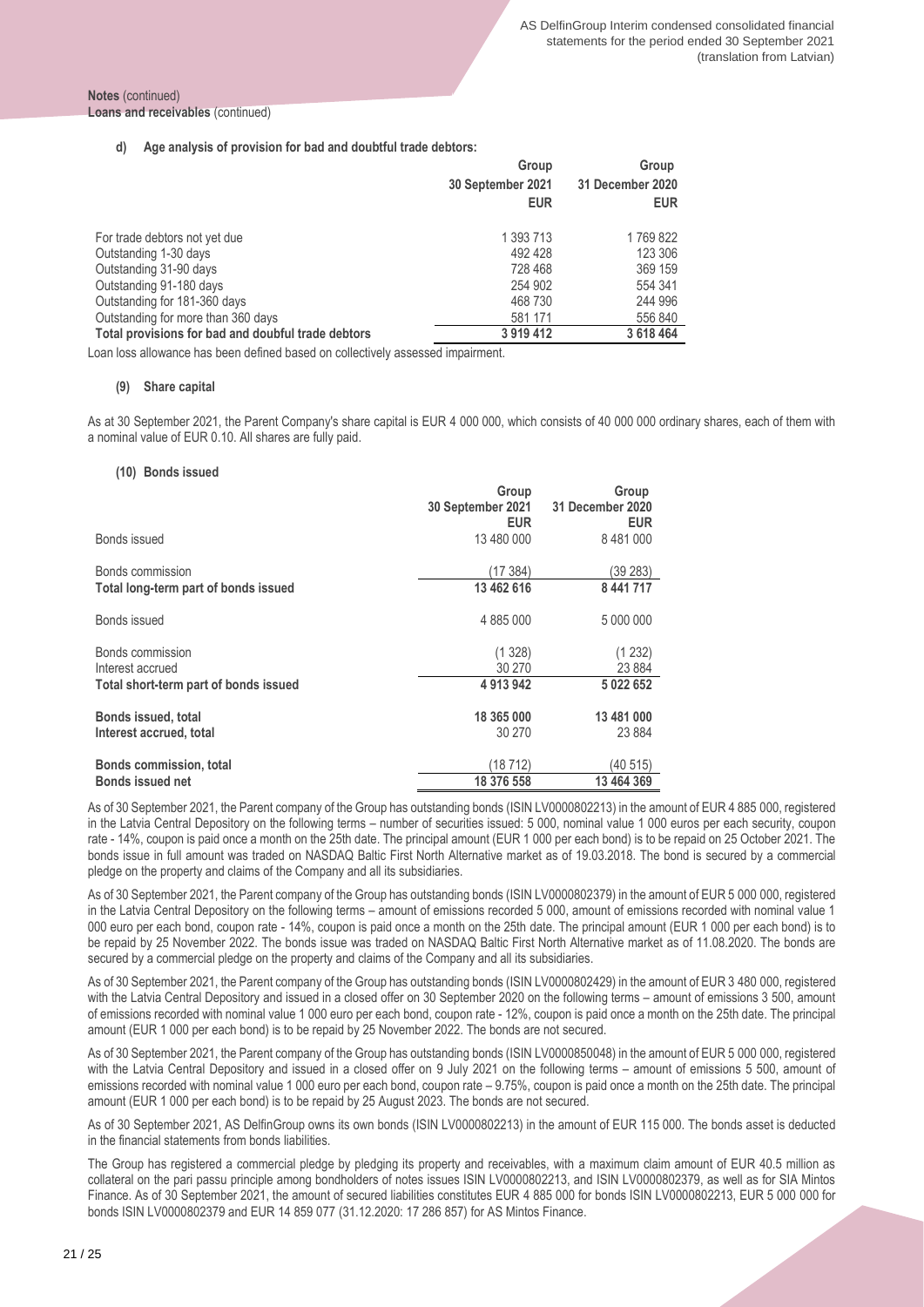**Notes** (continued)
**Loans and receivables** (continued)

**d) Age analysis of provision for bad and doubtful trade debtors:**

| | Group 30 September 2021 EUR | Group 31 December 2020 EUR |
|---|---|---|
| For trade debtors not yet due | 1 393 713 | 1 769 822 |
| Outstanding 1-30 days | 492 428 | 123 306 |
| Outstanding 31-90 days | 728 468 | 369 159 |
| Outstanding 91-180 days | 254 902 | 554 341 |
| Outstanding for 181-360 days | 468 730 | 244 996 |
| Outstanding for more than 360 days | 581 171 | 556 840 |
| **Total provisions for bad and doubtful trade debtors** | **3 919 412** | **3 618 464** |

Loan loss allowance has been defined based on collectively assessed impairment.

**(9) Share capital**

As at 30 September 2021, the Parent Company's share capital is EUR 4 000 000, which consists of 40 000 000 ordinary shares, each of them with a nominal value of EUR 0.10. All shares are fully paid.

**(10) Bonds issued**

| | Group 30 September 2021 EUR | Group 31 December 2020 EUR |
|---|---|---|
| Bonds issued | 13 480 000 | 8 481 000 |
| Bonds commission | (17 384) | (39 283) |
| **Total long-term part of bonds issued** | **13 462 616** | **8 441 717** |
| Bonds issued | 4 885 000 | 5 000 000 |
| Bonds commission | (1 328) | (1 232) |
| Interest accrued | 30 270 | 23 884 |
| **Total short-term part of bonds issued** | **4 913 942** | **5 022 652** |
| **Bonds issued, total** | **18 365 000** | **13 481 000** |
| **Interest accrued, total** | 30 270 | 23 884 |
| **Bonds commission, total** | (18 712) | (40 515) |
| **Bonds issued net** | **18 376 558** | **13 464 369** |

As of 30 September 2021, the Parent company of the Group has outstanding bonds (ISIN LV0000802213) in the amount of EUR 4 885 000, registered in the Latvia Central Depository on the following terms – number of securities issued: 5 000, nominal value 1 000 euros per each security, coupon rate - 14%, coupon is paid once a month on the 25th date. The principal amount (EUR 1 000 per each bond) is to be repaid on 25 October 2021. The bonds issue in full amount was traded on NASDAQ Baltic First North Alternative market as of 19.03.2018. The bond is secured by a commercial pledge on the property and claims of the Company and all its subsidiaries.

As of 30 September 2021, the Parent company of the Group has outstanding bonds (ISIN LV0000802379) in the amount of EUR 5 000 000, registered in the Latvia Central Depository on the following terms – amount of emissions recorded 5 000, amount of emissions recorded with nominal value 1 000 euro per each bond, coupon rate - 14%, coupon is paid once a month on the 25th date. The principal amount (EUR 1 000 per each bond) is to be repaid by 25 November 2022. The bonds issue was traded on NASDAQ Baltic First North Alternative market as of 11.08.2020. The bonds are secured by a commercial pledge on the property and claims of the Company and all its subsidiaries.

As of 30 September 2021, the Parent company of the Group has outstanding bonds (ISIN LV0000802429) in the amount of EUR 3 480 000, registered with the Latvia Central Depository and issued in a closed offer on 30 September 2020 on the following terms – amount of emissions 3 500, amount of emissions recorded with nominal value 1 000 euro per each bond, coupon rate - 12%, coupon is paid once a month on the 25th date. The principal amount (EUR 1 000 per each bond) is to be repaid by 25 November 2022. The bonds are not secured.

As of 30 September 2021, the Parent company of the Group has outstanding bonds (ISIN LV0000850048) in the amount of EUR 5 000 000, registered with the Latvia Central Depository and issued in a closed offer on 9 July 2021 on the following terms – amount of emissions 5 500, amount of emissions recorded with nominal value 1 000 euro per each bond, coupon rate – 9.75%, coupon is paid once a month on the 25th date. The principal amount (EUR 1 000 per each bond) is to be repaid by 25 August 2023. The bonds are not secured.

As of 30 September 2021, AS DelfinGroup owns its own bonds (ISIN LV0000802213) in the amount of EUR 115 000. The bonds asset is deducted in the financial statements from bonds liabilities.

The Group has registered a commercial pledge by pledging its property and receivables, with a maximum claim amount of EUR 40.5 million as collateral on the pari passu principle among bondholders of notes issues ISIN LV0000802213, and ISIN LV0000802379, as well as for SIA Mintos Finance. As of 30 September 2021, the amount of secured liabilities constitutes EUR 4 885 000 for bonds ISIN LV0000802213, EUR 5 000 000 for bonds ISIN LV0000802379 and EUR 14 859 077 (31.12.2020: 17 286 857) for AS Mintos Finance.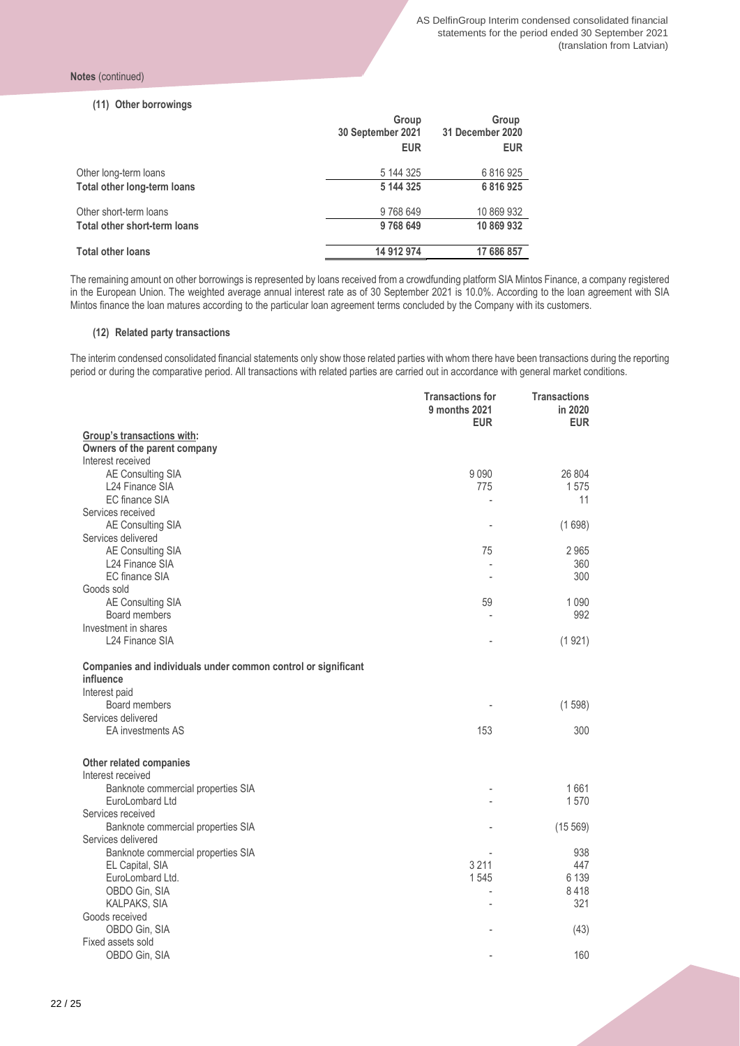**Notes** (continued)

**(11) Other borrowings**

| | Group 30 September 2021 EUR | Group 31 December 2020 EUR |
|---|---|---|
| Other long-term loans | 5 144 325 | 6 816 925 |
| **Total other long-term loans** | **5 144 325** | **6 816 925** |
| Other short-term loans | 9 768 649 | 10 869 932 |
| **Total other short-term loans** | **9 768 649** | **10 869 932** |
| **Total other loans** | **14 912 974** | **17 686 857** |

The remaining amount on other borrowings is represented by loans received from a crowdfunding platform SIA Mintos Finance, a company registered in the European Union. The weighted average annual interest rate as of 30 September 2021 is 10.0%. According to the loan agreement with SIA Mintos finance the loan matures according to the particular loan agreement terms concluded by the Company with its customers.

**(12) Related party transactions**

The interim condensed consolidated financial statements only show those related parties with whom there have been transactions during the reporting period or during the comparative period. All transactions with related parties are carried out in accordance with general market conditions.

| | Transactions for 9 months 2021 EUR | Transactions in 2020 EUR |
|---|---|---|
| **Group's transactions with:** | | |
| **Owners of the parent company** | | |
| Interest received | | |
| AE Consulting SIA | 9 090 | 26 804 |
| L24 Finance SIA | 775 | 1 575 |
| EC finance SIA | - | 11 |
| Services received | | |
| AE Consulting SIA | - | (1 698) |
| Services delivered | | |
| AE Consulting SIA | 75 | 2 965 |
| L24 Finance SIA | - | 360 |
| EC finance SIA | - | 300 |
| Goods sold | | |
| AE Consulting SIA | 59 | 1 090 |
| Board members | - | 992 |
| Investment in shares | | |
| L24 Finance SIA | - | (1 921) |
| **Companies and individuals under common control or significant influence** | | |
| Interest paid | | |
| Board members | - | (1 598) |
| Services delivered | | |
| EA investments AS | 153 | 300 |
| **Other related companies** | | |
| Interest received | | |
| Banknote commercial properties SIA | - | 1 661 |
| EuroLombard Ltd | - | 1 570 |
| Services received | | |
| Banknote commercial properties SIA | - | (15 569) |
| Services delivered | | |
| Banknote commercial properties SIA | - | 938 |
| EL Capital, SIA | 3 211 | 447 |
| EuroLombard Ltd. | 1 545 | 6 139 |
| OBDO Gin, SIA | - | 8 418 |
| KALPAKS, SIA | - | 321 |
| Goods received | | |
| OBDO Gin, SIA | - | (43) |
| Fixed assets sold | | |
| OBDO Gin, SIA | - | 160 |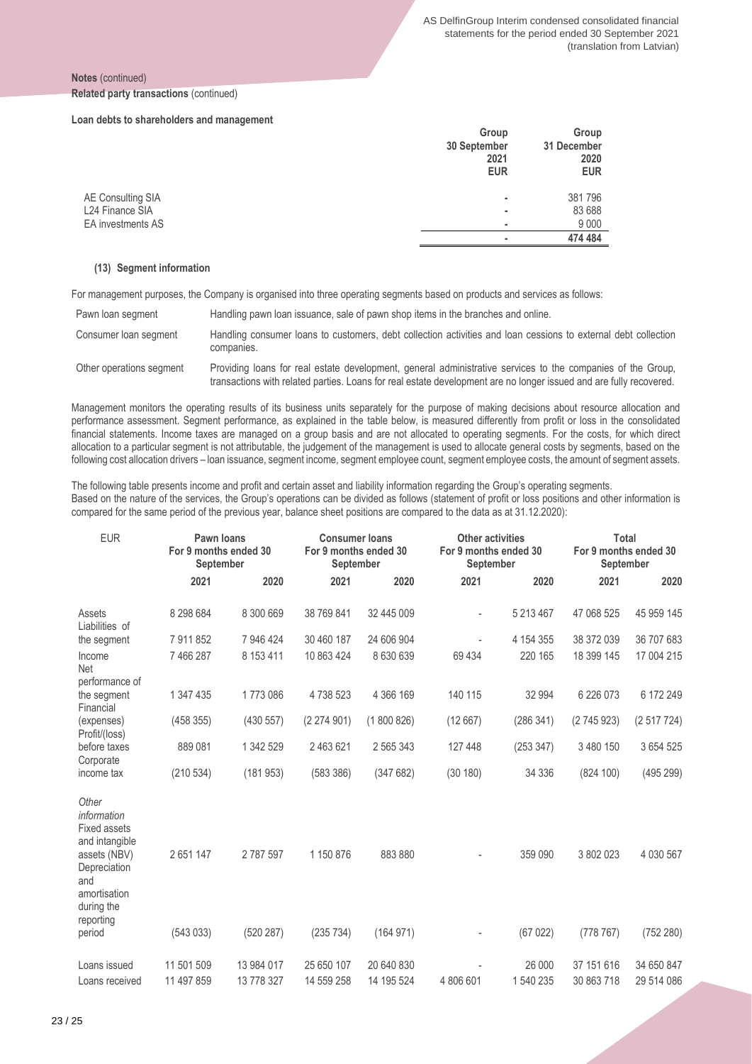**Notes** (continued)

**Related party transactions** (continued)

**Loan debts to shareholders and management**

| | Group 30 September 2021 EUR | Group 31 December 2020 EUR |
|---|---|---|
| AE Consulting SIA | - | 381 796 |
| L24 Finance SIA | - | 83 688 |
| EA investments AS | - | 9 000 |
| | - | 474 484 |

#### (13) Segment information

For management purposes, the Company is organised into three operating segments based on products and services as follows:

| | |
|---|---|
| Pawn loan segment | Handling pawn loan issuance, sale of pawn shop items in the branches and online. |
| Consumer loan segment | Handling consumer loans to customers, debt collection activities and loan cessions to external debt collection companies. |
| Other operations segment | Providing loans for real estate development, general administrative services to the companies of the Group, transactions with related parties. Loans for real estate development are no longer issued and are fully recovered. |

Management monitors the operating results of its business units separately for the purpose of making decisions about resource allocation and performance assessment. Segment performance, as explained in the table below, is measured differently from profit or loss in the consolidated financial statements. Income taxes are managed on a group basis and are not allocated to operating segments. For the costs, for which direct allocation to a particular segment is not attributable, the judgement of the management is used to allocate general costs by segments, based on the following cost allocation drivers – loan issuance, segment income, segment employee count, segment employee costs, the amount of segment assets.

The following table presents income and profit and certain asset and liability information regarding the Group's operating segments. Based on the nature of the services, the Group's operations can be divided as follows (statement of profit or loss positions and other information is compared for the same period of the previous year, balance sheet positions are compared to the data as at 31.12.2020):

| EUR | Pawn loans For 9 months ended 30 September | | Consumer loans For 9 months ended 30 September | | Other activities For 9 months ended 30 September | | Total For 9 months ended 30 September | |
|---|---|---|---|---|---|---|---|---|
| | 2021 | 2020 | 2021 | 2020 | 2021 | 2020 | 2021 | 2020 |
| Assets | 8 298 684 | 8 300 669 | 38 769 841 | 32 445 009 | - | 5 213 467 | 47 068 525 | 45 959 145 |
| Liabilities of the segment | 7 911 852 | 7 946 424 | 30 460 187 | 24 606 904 | - | 4 154 355 | 38 372 039 | 36 707 683 |
| Income | 7 466 287 | 8 153 411 | 10 863 424 | 8 630 639 | 69 434 | 220 165 | 18 399 145 | 17 004 215 |
| Net performance of the segment | 1 347 435 | 1 773 086 | 4 738 523 | 4 366 169 | 140 115 | 32 994 | 6 226 073 | 6 172 249 |
| Financial (expenses) | (458 355) | (430 557) | (2 274 901) | (1 800 826) | (12 667) | (286 341) | (2 745 923) | (2 517 724) |
| Profit/(loss) before taxes | 889 081 | 1 342 529 | 2 463 621 | 2 565 343 | 127 448 | (253 347) | 3 480 150 | 3 654 525 |
| Corporate income tax | (210 534) | (181 953) | (583 386) | (347 682) | (30 180) | 34 336 | (824 100) | (495 299) |
| *Other information* | | | | | | | | |
| Fixed assets and intangible assets (NBV) | 2 651 147 | 2 787 597 | 1 150 876 | 883 880 | - | 359 090 | 3 802 023 | 4 030 567 |
| Depreciation and amortisation during the reporting period | (543 033) | (520 287) | (235 734) | (164 971) | - | (67 022) | (778 767) | (752 280) |
| Loans issued | 11 501 509 | 13 984 017 | 25 650 107 | 20 640 830 | - | 26 000 | 37 151 616 | 34 650 847 |
| Loans received | 11 497 859 | 13 778 327 | 14 559 258 | 14 195 524 | 4 806 601 | 1 540 235 | 30 863 718 | 29 514 086 |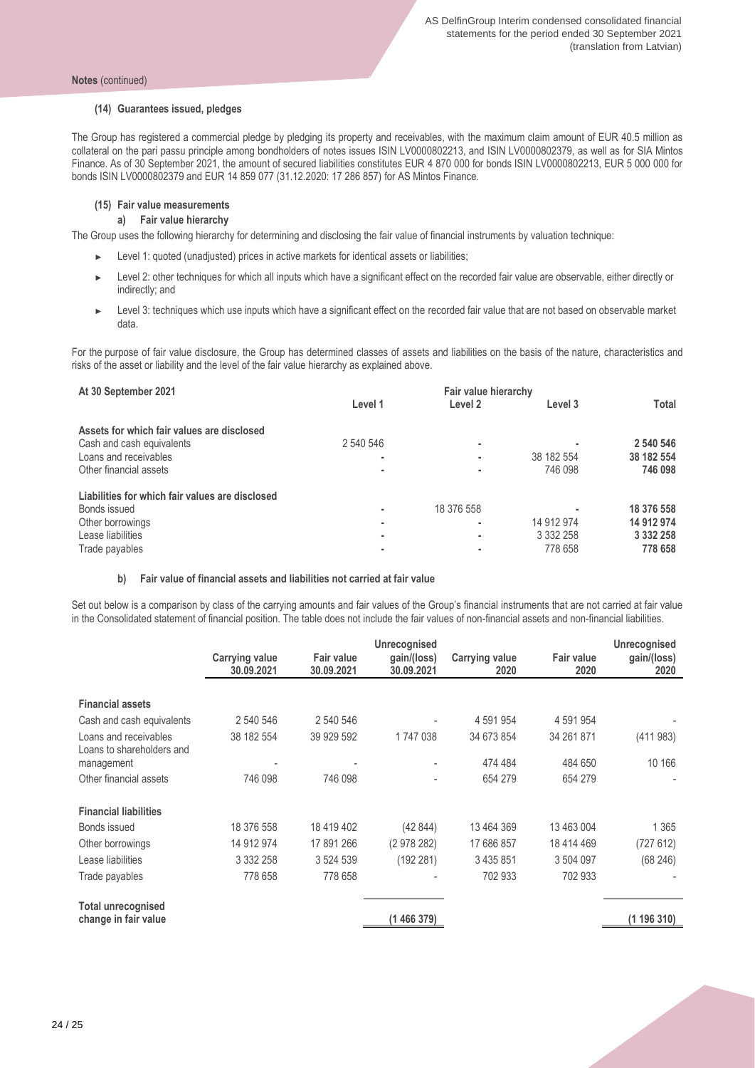**Notes** (continued)

#### (14) Guarantees issued, pledges

The Group has registered a commercial pledge by pledging its property and receivables, with the maximum claim amount of EUR 40.5 million as collateral on the pari passu principle among bondholders of notes issues ISIN LV0000802213, and ISIN LV0000802379, as well as for SIA Mintos Finance. As of 30 September 2021, the amount of secured liabilities constitutes EUR 4 870 000 for bonds ISIN LV0000802213, EUR 5 000 000 for bonds ISIN LV0000802379 and EUR 14 859 077 (31.12.2020: 17 286 857) for AS Mintos Finance.

#### (15) Fair value measurements

##### a) Fair value hierarchy

The Group uses the following hierarchy for determining and disclosing the fair value of financial instruments by valuation technique:

- Level 1: quoted (unadjusted) prices in active markets for identical assets or liabilities;
- Level 2: other techniques for which all inputs which have a significant effect on the recorded fair value are observable, either directly or indirectly; and
- Level 3: techniques which use inputs which have a significant effect on the recorded fair value that are not based on observable market data.

For the purpose of fair value disclosure, the Group has determined classes of assets and liabilities on the basis of the nature, characteristics and risks of the asset or liability and the level of the fair value hierarchy as explained above.

| At 30 September 2021 | Fair value hierarchy | | | |
|---|---|---|---|---|
| | Level 1 | Level 2 | Level 3 | Total |
| **Assets for which fair values are disclosed** | | | | |
| Cash and cash equivalents | 2 540 546 | - | - | **2 540 546** |
| Loans and receivables | - | - | 38 182 554 | **38 182 554** |
| Other financial assets | - | - | 746 098 | **746 098** |
| **Liabilities for which fair values are disclosed** | | | | |
| Bonds issued | - | 18 376 558 | - | **18 376 558** |
| Other borrowings | - | - | 14 912 974 | **14 912 974** |
| Lease liabilities | - | - | 3 332 258 | **3 332 258** |
| Trade payables | - | - | 778 658 | **778 658** |

##### b) Fair value of financial assets and liabilities not carried at fair value

Set out below is a comparison by class of the carrying amounts and fair values of the Group's financial instruments that are not carried at fair value in the Consolidated statement of financial position. The table does not include the fair values of non-financial assets and non-financial liabilities.

| | Carrying value 30.09.2021 | Fair value 30.09.2021 | Unrecognised gain/(loss) 30.09.2021 | Carrying value 2020 | Fair value 2020 | Unrecognised gain/(loss) 2020 |
|---|---|---|---|---|---|---|
| **Financial assets** | | | | | | |
| Cash and cash equivalents | 2 540 546 | 2 540 546 | - | 4 591 954 | 4 591 954 | - |
| Loans and receivables | 38 182 554 | 39 929 592 | 1 747 038 | 34 673 854 | 34 261 871 | (411 983) |
| Loans to shareholders and management | - | - | - | 474 484 | 484 650 | 10 166 |
| Other financial assets | 746 098 | 746 098 | - | 654 279 | 654 279 | - |
| **Financial liabilities** | | | | | | |
| Bonds issued | 18 376 558 | 18 419 402 | (42 844) | 13 464 369 | 13 463 004 | 1 365 |
| Other borrowings | 14 912 974 | 17 891 266 | (2 978 282) | 17 686 857 | 18 414 469 | (727 612) |
| Lease liabilities | 3 332 258 | 3 524 539 | (192 281) | 3 435 851 | 3 504 097 | (68 246) |
| Trade payables | 778 658 | 778 658 | - | 702 933 | 702 933 | - |
| **Total unrecognised change in fair value** | | | (1 466 379) | | | (1 196 310) |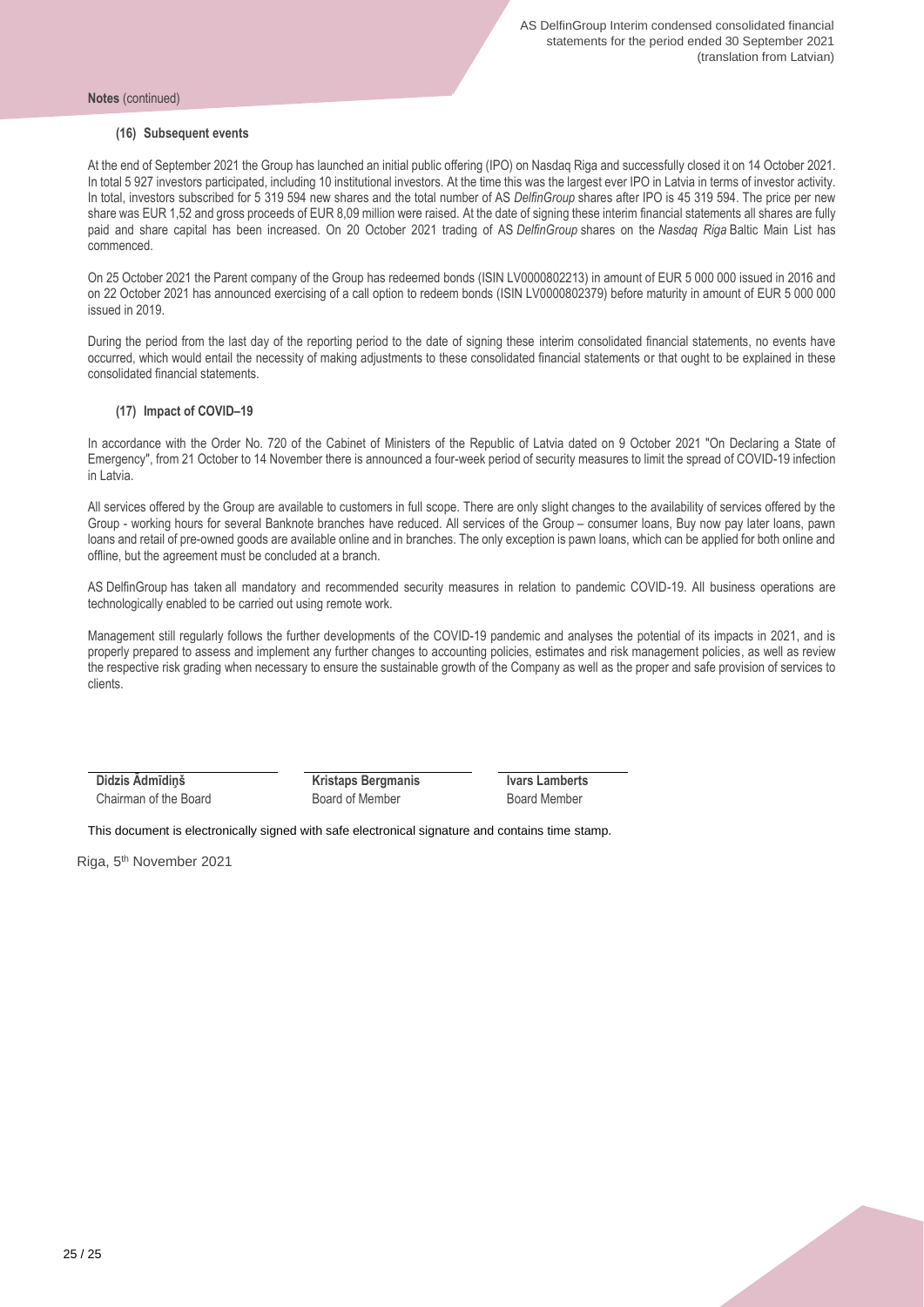**Notes** (continued)

### (16) Subsequent events

At the end of September 2021 the Group has launched an initial public offering (IPO) on Nasdaq Riga and successfully closed it on 14 October 2021. In total 5 927 investors participated, including 10 institutional investors. At the time this was the largest ever IPO in Latvia in terms of investor activity. In total, investors subscribed for 5 319 594 new shares and the total number of AS *DelfinGroup* shares after IPO is 45 319 594. The price per new share was EUR 1,52 and gross proceeds of EUR 8,09 million were raised. At the date of signing these interim financial statements all shares are fully paid and share capital has been increased. On 20 October 2021 trading of AS *DelfinGroup* shares on the *Nasdaq Riga* Baltic Main List has commenced.

On 25 October 2021 the Parent company of the Group has redeemed bonds (ISIN LV0000802213) in amount of EUR 5 000 000 issued in 2016 and on 22 October 2021 has announced exercising of a call option to redeem bonds (ISIN LV0000802379) before maturity in amount of EUR 5 000 000 issued in 2019.

During the period from the last day of the reporting period to the date of signing these interim consolidated financial statements, no events have occurred, which would entail the necessity of making adjustments to these consolidated financial statements or that ought to be explained in these consolidated financial statements.

### (17) Impact of COVID–19

In accordance with the Order No. 720 of the Cabinet of Ministers of the Republic of Latvia dated on 9 October 2021 "On Declaring a State of Emergency", from 21 October to 14 November there is announced a four-week period of security measures to limit the spread of COVID-19 infection in Latvia.

All services offered by the Group are available to customers in full scope. There are only slight changes to the availability of services offered by the Group - working hours for several Banknote branches have reduced. All services of the Group – consumer loans, Buy now pay later loans, pawn loans and retail of pre-owned goods are available online and in branches. The only exception is pawn loans, which can be applied for both online and offline, but the agreement must be concluded at a branch.

AS DelfinGroup has taken all mandatory and recommended security measures in relation to pandemic COVID-19. All business operations are technologically enabled to be carried out using remote work.

Management still regularly follows the further developments of the COVID-19 pandemic and analyses the potential of its impacts in 2021, and is properly prepared to assess and implement any further changes to accounting policies, estimates and risk management policies, as well as review the respective risk grading when necessary to ensure the sustainable growth of the Company as well as the proper and safe provision of services to clients.

**Didzis Ādmīdiņš**
Chairman of the Board

**Kristaps Bergmanis**
Board of Member

**Ivars Lamberts**
Board Member

This document is electronically signed with safe electronical signature and contains time stamp.

Riga, 5th November 2021